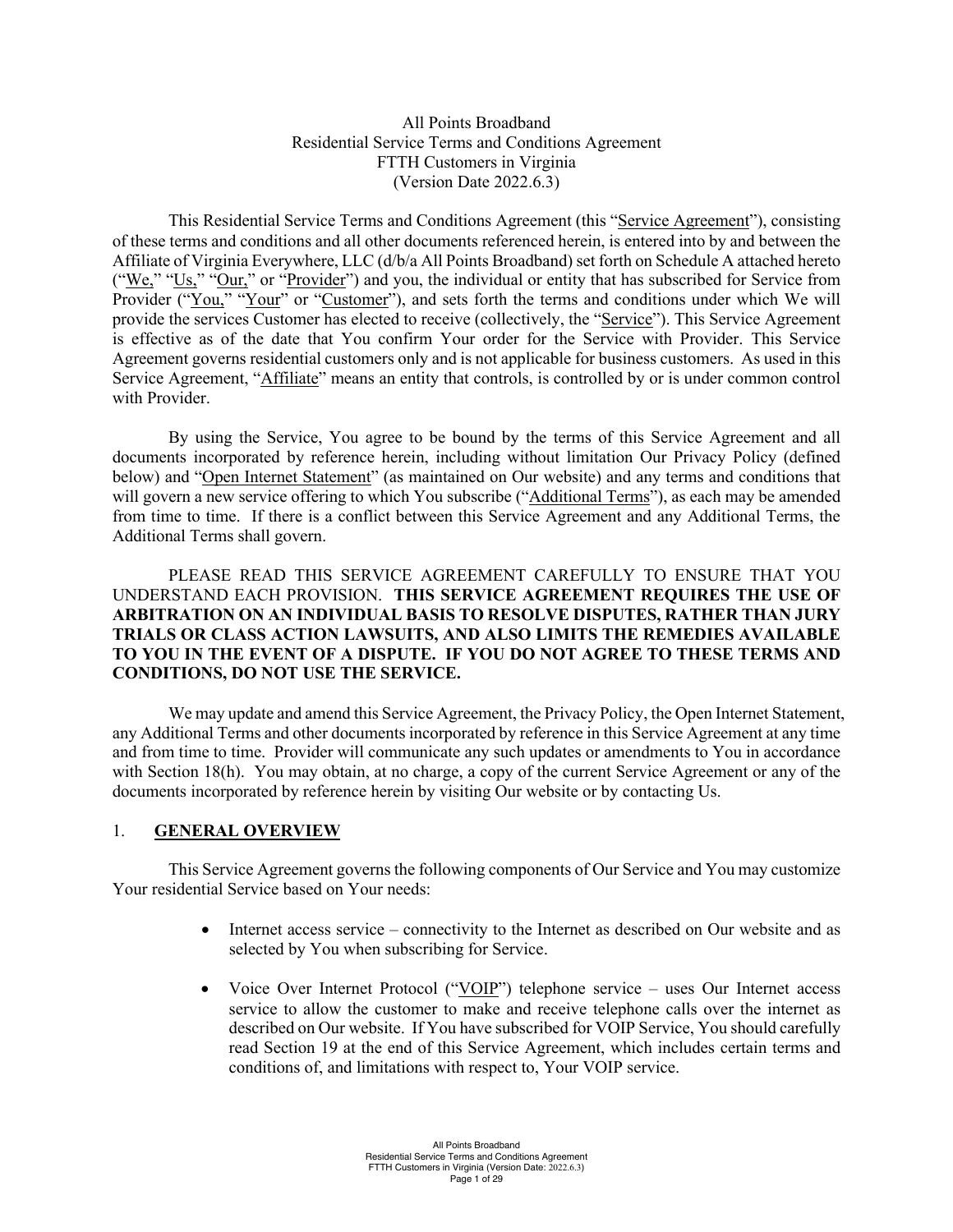# All Points Broadband
## Residential Service Terms and Conditions Agreement
## FTTH Customers in Virginia
## (Version Date 2022.6.3)

This Residential Service Terms and Conditions Agreement (this "Service Agreement"), consisting of these terms and conditions and all other documents referenced herein, is entered into by and between the Affiliate of Virginia Everywhere, LLC (d/b/a All Points Broadband) set forth on Schedule A attached hereto ("We," "Us," "Our," or "Provider") and you, the individual or entity that has subscribed for Service from Provider ("You," "Your" or "Customer"), and sets forth the terms and conditions under which We will provide the services Customer has elected to receive (collectively, the "Service"). This Service Agreement is effective as of the date that You confirm Your order for the Service with Provider. This Service Agreement governs residential customers only and is not applicable for business customers. As used in this Service Agreement, "Affiliate" means an entity that controls, is controlled by or is under common control with Provider.

By using the Service, You agree to be bound by the terms of this Service Agreement and all documents incorporated by reference herein, including without limitation Our Privacy Policy (defined below) and "Open Internet Statement" (as maintained on Our website) and any terms and conditions that will govern a new service offering to which You subscribe ("Additional Terms"), as each may be amended from time to time. If there is a conflict between this Service Agreement and any Additional Terms, the Additional Terms shall govern.

PLEASE READ THIS SERVICE AGREEMENT CAREFULLY TO ENSURE THAT YOU UNDERSTAND EACH PROVISION. **THIS SERVICE AGREEMENT REQUIRES THE USE OF ARBITRATION ON AN INDIVIDUAL BASIS TO RESOLVE DISPUTES, RATHER THAN JURY TRIALS OR CLASS ACTION LAWSUITS, AND ALSO LIMITS THE REMEDIES AVAILABLE TO YOU IN THE EVENT OF A DISPUTE. IF YOU DO NOT AGREE TO THESE TERMS AND CONDITIONS, DO NOT USE THE SERVICE.**

We may update and amend this Service Agreement, the Privacy Policy, the Open Internet Statement, any Additional Terms and other documents incorporated by reference in this Service Agreement at any time and from time to time. Provider will communicate any such updates or amendments to You in accordance with Section 18(h). You may obtain, at no charge, a copy of the current Service Agreement or any of the documents incorporated by reference herein by visiting Our website or by contacting Us.

## 1. GENERAL OVERVIEW

This Service Agreement governs the following components of Our Service and You may customize Your residential Service based on Your needs:

- Internet access service – connectivity to the Internet as described on Our website and as selected by You when subscribing for Service.
- Voice Over Internet Protocol ("VOIP") telephone service – uses Our Internet access service to allow the customer to make and receive telephone calls over the internet as described on Our website. If You have subscribed for VOIP Service, You should carefully read Section 19 at the end of this Service Agreement, which includes certain terms and conditions of, and limitations with respect to, Your VOIP service.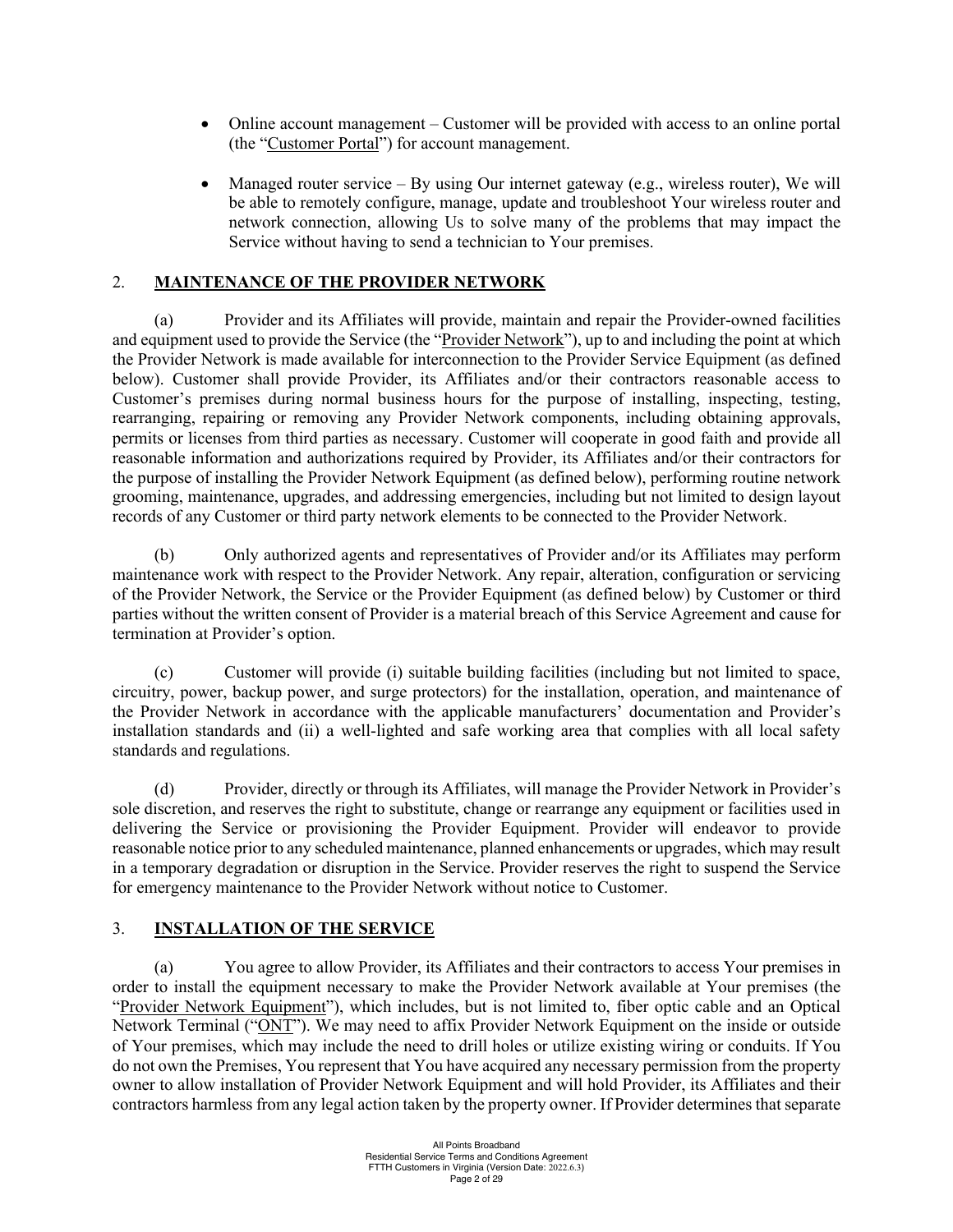- Online account management – Customer will be provided with access to an online portal (the "Customer Portal") for account management.

- Managed router service – By using Our internet gateway (e.g., wireless router), We will be able to remotely configure, manage, update and troubleshoot Your wireless router and network connection, allowing Us to solve many of the problems that may impact the Service without having to send a technician to Your premises.

## 2. MAINTENANCE OF THE PROVIDER NETWORK

(a) Provider and its Affiliates will provide, maintain and repair the Provider-owned facilities and equipment used to provide the Service (the "Provider Network"), up to and including the point at which the Provider Network is made available for interconnection to the Provider Service Equipment (as defined below). Customer shall provide Provider, its Affiliates and/or their contractors reasonable access to Customer's premises during normal business hours for the purpose of installing, inspecting, testing, rearranging, repairing or removing any Provider Network components, including obtaining approvals, permits or licenses from third parties as necessary. Customer will cooperate in good faith and provide all reasonable information and authorizations required by Provider, its Affiliates and/or their contractors for the purpose of installing the Provider Network Equipment (as defined below), performing routine network grooming, maintenance, upgrades, and addressing emergencies, including but not limited to design layout records of any Customer or third party network elements to be connected to the Provider Network.

(b) Only authorized agents and representatives of Provider and/or its Affiliates may perform maintenance work with respect to the Provider Network. Any repair, alteration, configuration or servicing of the Provider Network, the Service or the Provider Equipment (as defined below) by Customer or third parties without the written consent of Provider is a material breach of this Service Agreement and cause for termination at Provider's option.

(c) Customer will provide (i) suitable building facilities (including but not limited to space, circuitry, power, backup power, and surge protectors) for the installation, operation, and maintenance of the Provider Network in accordance with the applicable manufacturers' documentation and Provider's installation standards and (ii) a well-lighted and safe working area that complies with all local safety standards and regulations.

(d) Provider, directly or through its Affiliates, will manage the Provider Network in Provider's sole discretion, and reserves the right to substitute, change or rearrange any equipment or facilities used in delivering the Service or provisioning the Provider Equipment. Provider will endeavor to provide reasonable notice prior to any scheduled maintenance, planned enhancements or upgrades, which may result in a temporary degradation or disruption in the Service. Provider reserves the right to suspend the Service for emergency maintenance to the Provider Network without notice to Customer.

## 3. INSTALLATION OF THE SERVICE

(a) You agree to allow Provider, its Affiliates and their contractors to access Your premises in order to install the equipment necessary to make the Provider Network available at Your premises (the "Provider Network Equipment"), which includes, but is not limited to, fiber optic cable and an Optical Network Terminal ("ONT"). We may need to affix Provider Network Equipment on the inside or outside of Your premises, which may include the need to drill holes or utilize existing wiring or conduits. If You do not own the Premises, You represent that You have acquired any necessary permission from the property owner to allow installation of Provider Network Equipment and will hold Provider, its Affiliates and their contractors harmless from any legal action taken by the property owner. If Provider determines that separate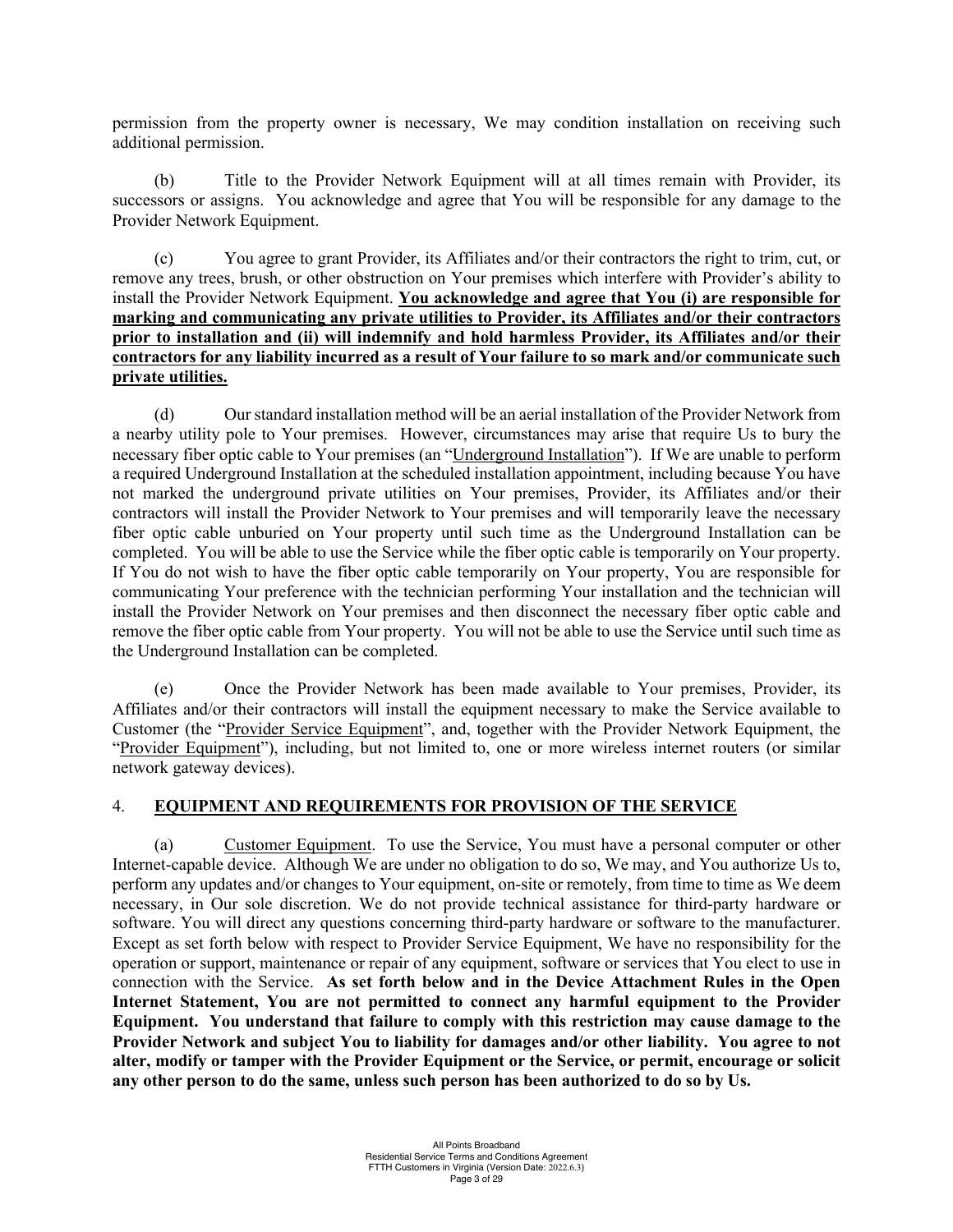permission from the property owner is necessary, We may condition installation on receiving such additional permission.

(b) Title to the Provider Network Equipment will at all times remain with Provider, its successors or assigns. You acknowledge and agree that You will be responsible for any damage to the Provider Network Equipment.

(c) You agree to grant Provider, its Affiliates and/or their contractors the right to trim, cut, or remove any trees, brush, or other obstruction on Your premises which interfere with Provider's ability to install the Provider Network Equipment. **You acknowledge and agree that You (i) are responsible for marking and communicating any private utilities to Provider, its Affiliates and/or their contractors prior to installation and (ii) will indemnify and hold harmless Provider, its Affiliates and/or their contractors for any liability incurred as a result of Your failure to so mark and/or communicate such private utilities.**

(d) Our standard installation method will be an aerial installation of the Provider Network from a nearby utility pole to Your premises. However, circumstances may arise that require Us to bury the necessary fiber optic cable to Your premises (an "Underground Installation"). If We are unable to perform a required Underground Installation at the scheduled installation appointment, including because You have not marked the underground private utilities on Your premises, Provider, its Affiliates and/or their contractors will install the Provider Network to Your premises and will temporarily leave the necessary fiber optic cable unburied on Your property until such time as the Underground Installation can be completed. You will be able to use the Service while the fiber optic cable is temporarily on Your property. If You do not wish to have the fiber optic cable temporarily on Your property, You are responsible for communicating Your preference with the technician performing Your installation and the technician will install the Provider Network on Your premises and then disconnect the necessary fiber optic cable and remove the fiber optic cable from Your property. You will not be able to use the Service until such time as the Underground Installation can be completed.

(e) Once the Provider Network has been made available to Your premises, Provider, its Affiliates and/or their contractors will install the equipment necessary to make the Service available to Customer (the "Provider Service Equipment", and, together with the Provider Network Equipment, the "Provider Equipment"), including, but not limited to, one or more wireless internet routers (or similar network gateway devices).

## 4. EQUIPMENT AND REQUIREMENTS FOR PROVISION OF THE SERVICE

(a) Customer Equipment. To use the Service, You must have a personal computer or other Internet-capable device. Although We are under no obligation to do so, We may, and You authorize Us to, perform any updates and/or changes to Your equipment, on-site or remotely, from time to time as We deem necessary, in Our sole discretion. We do not provide technical assistance for third-party hardware or software. You will direct any questions concerning third-party hardware or software to the manufacturer. Except as set forth below with respect to Provider Service Equipment, We have no responsibility for the operation or support, maintenance or repair of any equipment, software or services that You elect to use in connection with the Service. **As set forth below and in the Device Attachment Rules in the Open Internet Statement, You are not permitted to connect any harmful equipment to the Provider Equipment. You understand that failure to comply with this restriction may cause damage to the Provider Network and subject You to liability for damages and/or other liability. You agree to not alter, modify or tamper with the Provider Equipment or the Service, or permit, encourage or solicit any other person to do the same, unless such person has been authorized to do so by Us.**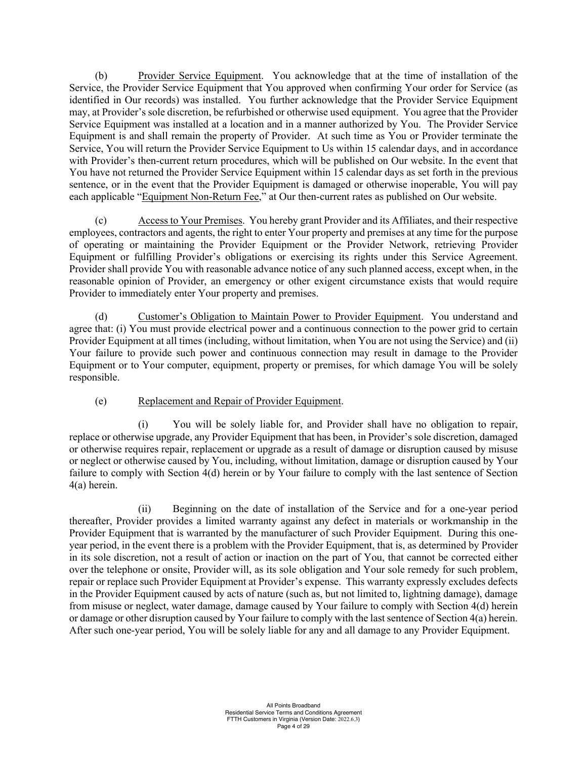(b) Provider Service Equipment. You acknowledge that at the time of installation of the Service, the Provider Service Equipment that You approved when confirming Your order for Service (as identified in Our records) was installed. You further acknowledge that the Provider Service Equipment may, at Provider's sole discretion, be refurbished or otherwise used equipment. You agree that the Provider Service Equipment was installed at a location and in a manner authorized by You. The Provider Service Equipment is and shall remain the property of Provider. At such time as You or Provider terminate the Service, You will return the Provider Service Equipment to Us within 15 calendar days, and in accordance with Provider's then-current return procedures, which will be published on Our website. In the event that You have not returned the Provider Service Equipment within 15 calendar days as set forth in the previous sentence, or in the event that the Provider Equipment is damaged or otherwise inoperable, You will pay each applicable "Equipment Non-Return Fee," at Our then-current rates as published on Our website.

(c) Access to Your Premises. You hereby grant Provider and its Affiliates, and their respective employees, contractors and agents, the right to enter Your property and premises at any time for the purpose of operating or maintaining the Provider Equipment or the Provider Network, retrieving Provider Equipment or fulfilling Provider's obligations or exercising its rights under this Service Agreement. Provider shall provide You with reasonable advance notice of any such planned access, except when, in the reasonable opinion of Provider, an emergency or other exigent circumstance exists that would require Provider to immediately enter Your property and premises.

(d) Customer's Obligation to Maintain Power to Provider Equipment. You understand and agree that: (i) You must provide electrical power and a continuous connection to the power grid to certain Provider Equipment at all times (including, without limitation, when You are not using the Service) and (ii) Your failure to provide such power and continuous connection may result in damage to the Provider Equipment or to Your computer, equipment, property or premises, for which damage You will be solely responsible.

(e) Replacement and Repair of Provider Equipment.

(i) You will be solely liable for, and Provider shall have no obligation to repair, replace or otherwise upgrade, any Provider Equipment that has been, in Provider's sole discretion, damaged or otherwise requires repair, replacement or upgrade as a result of damage or disruption caused by misuse or neglect or otherwise caused by You, including, without limitation, damage or disruption caused by Your failure to comply with Section 4(d) herein or by Your failure to comply with the last sentence of Section 4(a) herein.

(ii) Beginning on the date of installation of the Service and for a one-year period thereafter, Provider provides a limited warranty against any defect in materials or workmanship in the Provider Equipment that is warranted by the manufacturer of such Provider Equipment. During this one-year period, in the event there is a problem with the Provider Equipment, that is, as determined by Provider in its sole discretion, not a result of action or inaction on the part of You, that cannot be corrected either over the telephone or onsite, Provider will, as its sole obligation and Your sole remedy for such problem, repair or replace such Provider Equipment at Provider's expense. This warranty expressly excludes defects in the Provider Equipment caused by acts of nature (such as, but not limited to, lightning damage), damage from misuse or neglect, water damage, damage caused by Your failure to comply with Section 4(d) herein or damage or other disruption caused by Your failure to comply with the last sentence of Section 4(a) herein. After such one-year period, You will be solely liable for any and all damage to any Provider Equipment.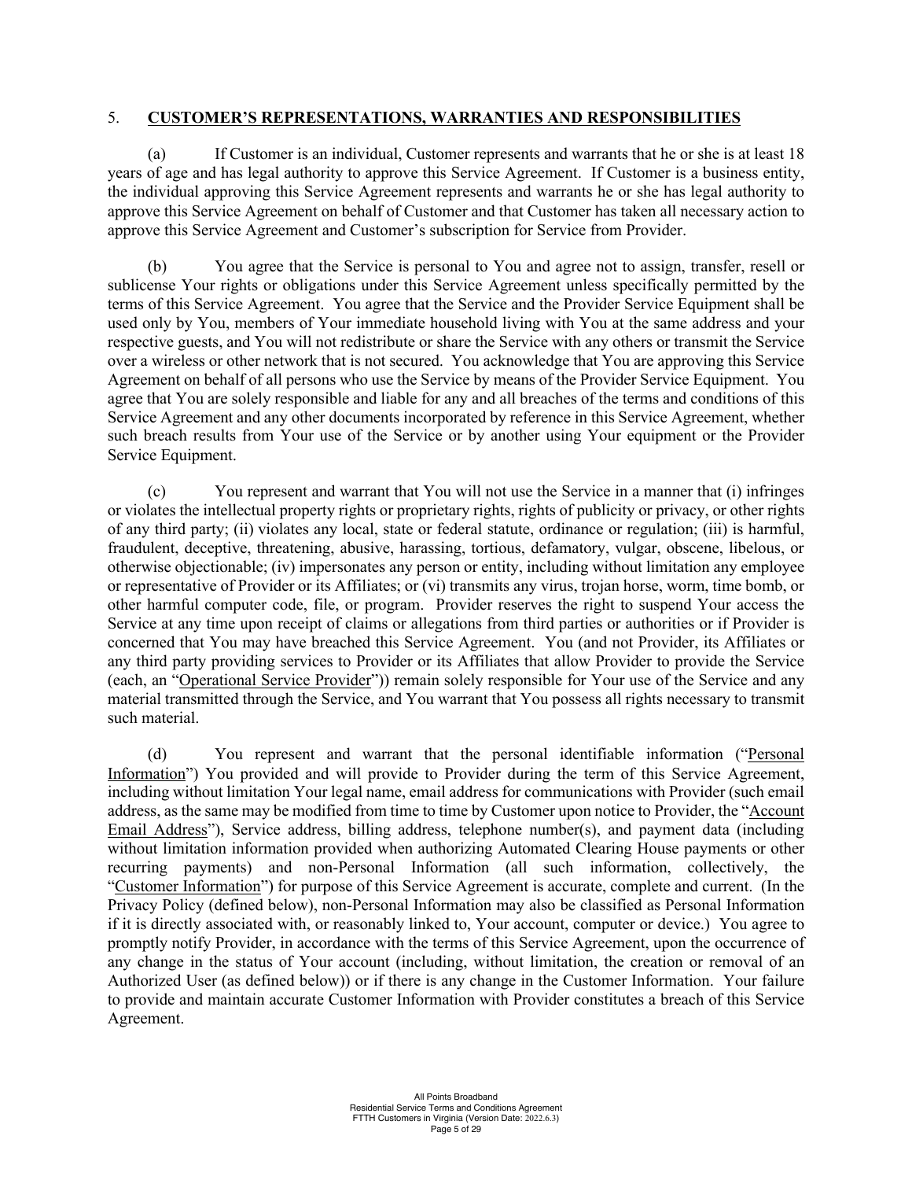## 5. **CUSTOMER'S REPRESENTATIONS, WARRANTIES AND RESPONSIBILITIES**

(a) If Customer is an individual, Customer represents and warrants that he or she is at least 18 years of age and has legal authority to approve this Service Agreement. If Customer is a business entity, the individual approving this Service Agreement represents and warrants he or she has legal authority to approve this Service Agreement on behalf of Customer and that Customer has taken all necessary action to approve this Service Agreement and Customer's subscription for Service from Provider.

(b) You agree that the Service is personal to You and agree not to assign, transfer, resell or sublicense Your rights or obligations under this Service Agreement unless specifically permitted by the terms of this Service Agreement. You agree that the Service and the Provider Service Equipment shall be used only by You, members of Your immediate household living with You at the same address and your respective guests, and You will not redistribute or share the Service with any others or transmit the Service over a wireless or other network that is not secured. You acknowledge that You are approving this Service Agreement on behalf of all persons who use the Service by means of the Provider Service Equipment. You agree that You are solely responsible and liable for any and all breaches of the terms and conditions of this Service Agreement and any other documents incorporated by reference in this Service Agreement, whether such breach results from Your use of the Service or by another using Your equipment or the Provider Service Equipment.

(c) You represent and warrant that You will not use the Service in a manner that (i) infringes or violates the intellectual property rights or proprietary rights, rights of publicity or privacy, or other rights of any third party; (ii) violates any local, state or federal statute, ordinance or regulation; (iii) is harmful, fraudulent, deceptive, threatening, abusive, harassing, tortious, defamatory, vulgar, obscene, libelous, or otherwise objectionable; (iv) impersonates any person or entity, including without limitation any employee or representative of Provider or its Affiliates; or (vi) transmits any virus, trojan horse, worm, time bomb, or other harmful computer code, file, or program. Provider reserves the right to suspend Your access the Service at any time upon receipt of claims or allegations from third parties or authorities or if Provider is concerned that You may have breached this Service Agreement. You (and not Provider, its Affiliates or any third party providing services to Provider or its Affiliates that allow Provider to provide the Service (each, an "<u>Operational Service Provider</u>")) remain solely responsible for Your use of the Service and any material transmitted through the Service, and You warrant that You possess all rights necessary to transmit such material.

(d) You represent and warrant that the personal identifiable information ("<u>Personal Information</u>") You provided and will provide to Provider during the term of this Service Agreement, including without limitation Your legal name, email address for communications with Provider (such email address, as the same may be modified from time to time by Customer upon notice to Provider, the "<u>Account Email Address</u>"), Service address, billing address, telephone number(s), and payment data (including without limitation information provided when authorizing Automated Clearing House payments or other recurring payments) and non-Personal Information (all such information, collectively, the "<u>Customer Information</u>") for purpose of this Service Agreement is accurate, complete and current. (In the Privacy Policy (defined below), non-Personal Information may also be classified as Personal Information if it is directly associated with, or reasonably linked to, Your account, computer or device.) You agree to promptly notify Provider, in accordance with the terms of this Service Agreement, upon the occurrence of any change in the status of Your account (including, without limitation, the creation or removal of an Authorized User (as defined below)) or if there is any change in the Customer Information. Your failure to provide and maintain accurate Customer Information with Provider constitutes a breach of this Service Agreement.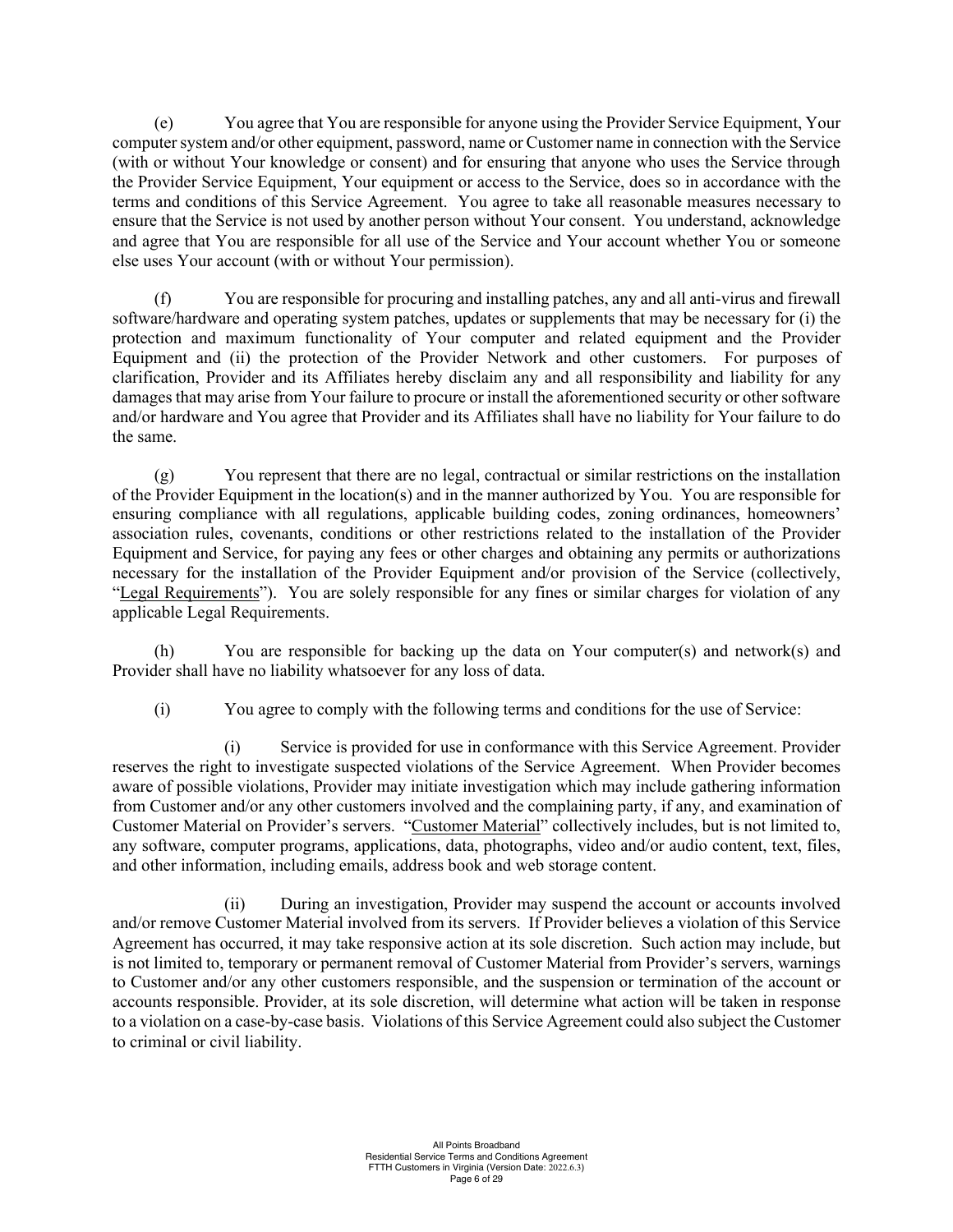(e) You agree that You are responsible for anyone using the Provider Service Equipment, Your computer system and/or other equipment, password, name or Customer name in connection with the Service (with or without Your knowledge or consent) and for ensuring that anyone who uses the Service through the Provider Service Equipment, Your equipment or access to the Service, does so in accordance with the terms and conditions of this Service Agreement. You agree to take all reasonable measures necessary to ensure that the Service is not used by another person without Your consent. You understand, acknowledge and agree that You are responsible for all use of the Service and Your account whether You or someone else uses Your account (with or without Your permission).

(f) You are responsible for procuring and installing patches, any and all anti-virus and firewall software/hardware and operating system patches, updates or supplements that may be necessary for (i) the protection and maximum functionality of Your computer and related equipment and the Provider Equipment and (ii) the protection of the Provider Network and other customers. For purposes of clarification, Provider and its Affiliates hereby disclaim any and all responsibility and liability for any damages that may arise from Your failure to procure or install the aforementioned security or other software and/or hardware and You agree that Provider and its Affiliates shall have no liability for Your failure to do the same.

(g) You represent that there are no legal, contractual or similar restrictions on the installation of the Provider Equipment in the location(s) and in the manner authorized by You. You are responsible for ensuring compliance with all regulations, applicable building codes, zoning ordinances, homeowners' association rules, covenants, conditions or other restrictions related to the installation of the Provider Equipment and Service, for paying any fees or other charges and obtaining any permits or authorizations necessary for the installation of the Provider Equipment and/or provision of the Service (collectively, "<u>Legal Requirements</u>"). You are solely responsible for any fines or similar charges for violation of any applicable Legal Requirements.

(h) You are responsible for backing up the data on Your computer(s) and network(s) and Provider shall have no liability whatsoever for any loss of data.

(i) You agree to comply with the following terms and conditions for the use of Service:

(i) Service is provided for use in conformance with this Service Agreement. Provider reserves the right to investigate suspected violations of the Service Agreement. When Provider becomes aware of possible violations, Provider may initiate investigation which may include gathering information from Customer and/or any other customers involved and the complaining party, if any, and examination of Customer Material on Provider's servers. "<u>Customer Material</u>" collectively includes, but is not limited to, any software, computer programs, applications, data, photographs, video and/or audio content, text, files, and other information, including emails, address book and web storage content.

(ii) During an investigation, Provider may suspend the account or accounts involved and/or remove Customer Material involved from its servers. If Provider believes a violation of this Service Agreement has occurred, it may take responsive action at its sole discretion. Such action may include, but is not limited to, temporary or permanent removal of Customer Material from Provider's servers, warnings to Customer and/or any other customers responsible, and the suspension or termination of the account or accounts responsible. Provider, at its sole discretion, will determine what action will be taken in response to a violation on a case-by-case basis. Violations of this Service Agreement could also subject the Customer to criminal or civil liability.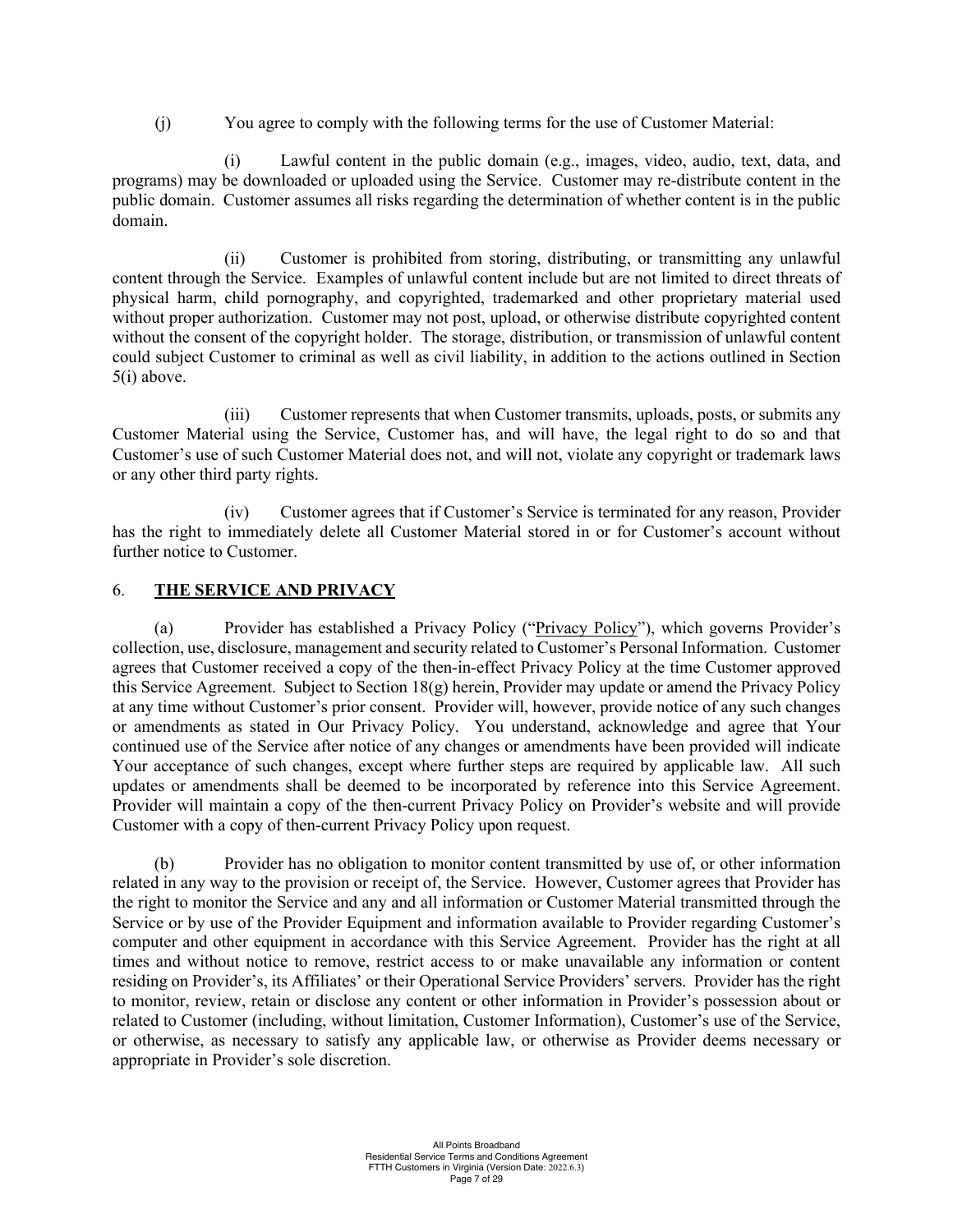(j) You agree to comply with the following terms for the use of Customer Material:

(i) Lawful content in the public domain (e.g., images, video, audio, text, data, and programs) may be downloaded or uploaded using the Service. Customer may re-distribute content in the public domain. Customer assumes all risks regarding the determination of whether content is in the public domain.

(ii) Customer is prohibited from storing, distributing, or transmitting any unlawful content through the Service. Examples of unlawful content include but are not limited to direct threats of physical harm, child pornography, and copyrighted, trademarked and other proprietary material used without proper authorization. Customer may not post, upload, or otherwise distribute copyrighted content without the consent of the copyright holder. The storage, distribution, or transmission of unlawful content could subject Customer to criminal as well as civil liability, in addition to the actions outlined in Section 5(i) above.

(iii) Customer represents that when Customer transmits, uploads, posts, or submits any Customer Material using the Service, Customer has, and will have, the legal right to do so and that Customer's use of such Customer Material does not, and will not, violate any copyright or trademark laws or any other third party rights.

(iv) Customer agrees that if Customer's Service is terminated for any reason, Provider has the right to immediately delete all Customer Material stored in or for Customer's account without further notice to Customer.

## 6. **THE SERVICE AND PRIVACY**

(a) Provider has established a Privacy Policy ("Privacy Policy"), which governs Provider's collection, use, disclosure, management and security related to Customer's Personal Information. Customer agrees that Customer received a copy of the then-in-effect Privacy Policy at the time Customer approved this Service Agreement. Subject to Section 18(g) herein, Provider may update or amend the Privacy Policy at any time without Customer's prior consent. Provider will, however, provide notice of any such changes or amendments as stated in Our Privacy Policy. You understand, acknowledge and agree that Your continued use of the Service after notice of any changes or amendments have been provided will indicate Your acceptance of such changes, except where further steps are required by applicable law. All such updates or amendments shall be deemed to be incorporated by reference into this Service Agreement. Provider will maintain a copy of the then-current Privacy Policy on Provider's website and will provide Customer with a copy of then-current Privacy Policy upon request.

(b) Provider has no obligation to monitor content transmitted by use of, or other information related in any way to the provision or receipt of, the Service. However, Customer agrees that Provider has the right to monitor the Service and any and all information or Customer Material transmitted through the Service or by use of the Provider Equipment and information available to Provider regarding Customer's computer and other equipment in accordance with this Service Agreement. Provider has the right at all times and without notice to remove, restrict access to or make unavailable any information or content residing on Provider's, its Affiliates' or their Operational Service Providers' servers. Provider has the right to monitor, review, retain or disclose any content or other information in Provider's possession about or related to Customer (including, without limitation, Customer Information), Customer's use of the Service, or otherwise, as necessary to satisfy any applicable law, or otherwise as Provider deems necessary or appropriate in Provider's sole discretion.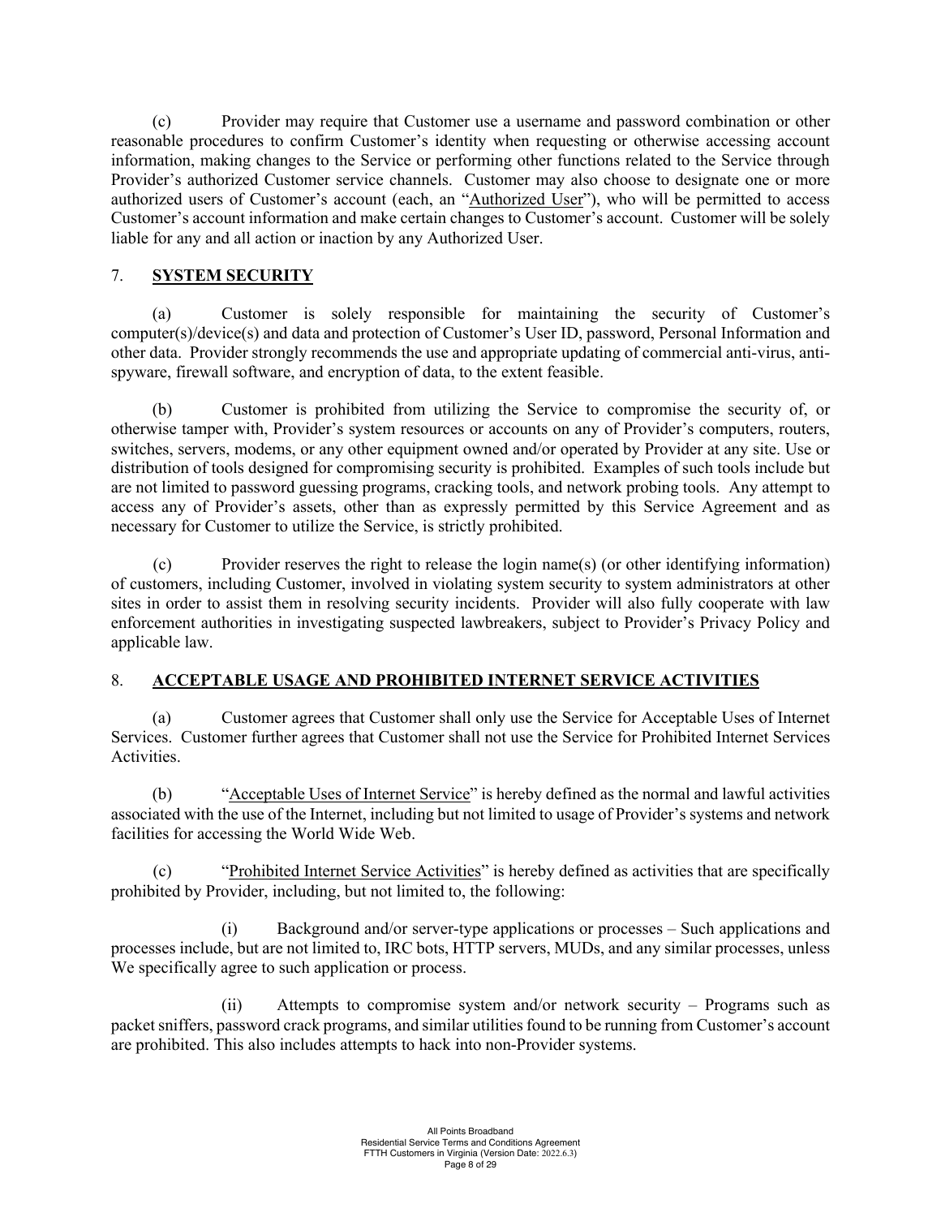(c) Provider may require that Customer use a username and password combination or other reasonable procedures to confirm Customer's identity when requesting or otherwise accessing account information, making changes to the Service or performing other functions related to the Service through Provider's authorized Customer service channels. Customer may also choose to designate one or more authorized users of Customer's account (each, an "Authorized User"), who will be permitted to access Customer's account information and make certain changes to Customer's account. Customer will be solely liable for any and all action or inaction by any Authorized User.

## 7. SYSTEM SECURITY

(a) Customer is solely responsible for maintaining the security of Customer's computer(s)/device(s) and data and protection of Customer's User ID, password, Personal Information and other data. Provider strongly recommends the use and appropriate updating of commercial anti-virus, anti-spyware, firewall software, and encryption of data, to the extent feasible.

(b) Customer is prohibited from utilizing the Service to compromise the security of, or otherwise tamper with, Provider's system resources or accounts on any of Provider's computers, routers, switches, servers, modems, or any other equipment owned and/or operated by Provider at any site. Use or distribution of tools designed for compromising security is prohibited. Examples of such tools include but are not limited to password guessing programs, cracking tools, and network probing tools. Any attempt to access any of Provider's assets, other than as expressly permitted by this Service Agreement and as necessary for Customer to utilize the Service, is strictly prohibited.

(c) Provider reserves the right to release the login name(s) (or other identifying information) of customers, including Customer, involved in violating system security to system administrators at other sites in order to assist them in resolving security incidents. Provider will also fully cooperate with law enforcement authorities in investigating suspected lawbreakers, subject to Provider's Privacy Policy and applicable law.

## 8. ACCEPTABLE USAGE AND PROHIBITED INTERNET SERVICE ACTIVITIES

(a) Customer agrees that Customer shall only use the Service for Acceptable Uses of Internet Services. Customer further agrees that Customer shall not use the Service for Prohibited Internet Services Activities.

(b) "Acceptable Uses of Internet Service" is hereby defined as the normal and lawful activities associated with the use of the Internet, including but not limited to usage of Provider's systems and network facilities for accessing the World Wide Web.

(c) "Prohibited Internet Service Activities" is hereby defined as activities that are specifically prohibited by Provider, including, but not limited to, the following:

(i) Background and/or server-type applications or processes – Such applications and processes include, but are not limited to, IRC bots, HTTP servers, MUDs, and any similar processes, unless We specifically agree to such application or process.

(ii) Attempts to compromise system and/or network security – Programs such as packet sniffers, password crack programs, and similar utilities found to be running from Customer's account are prohibited. This also includes attempts to hack into non-Provider systems.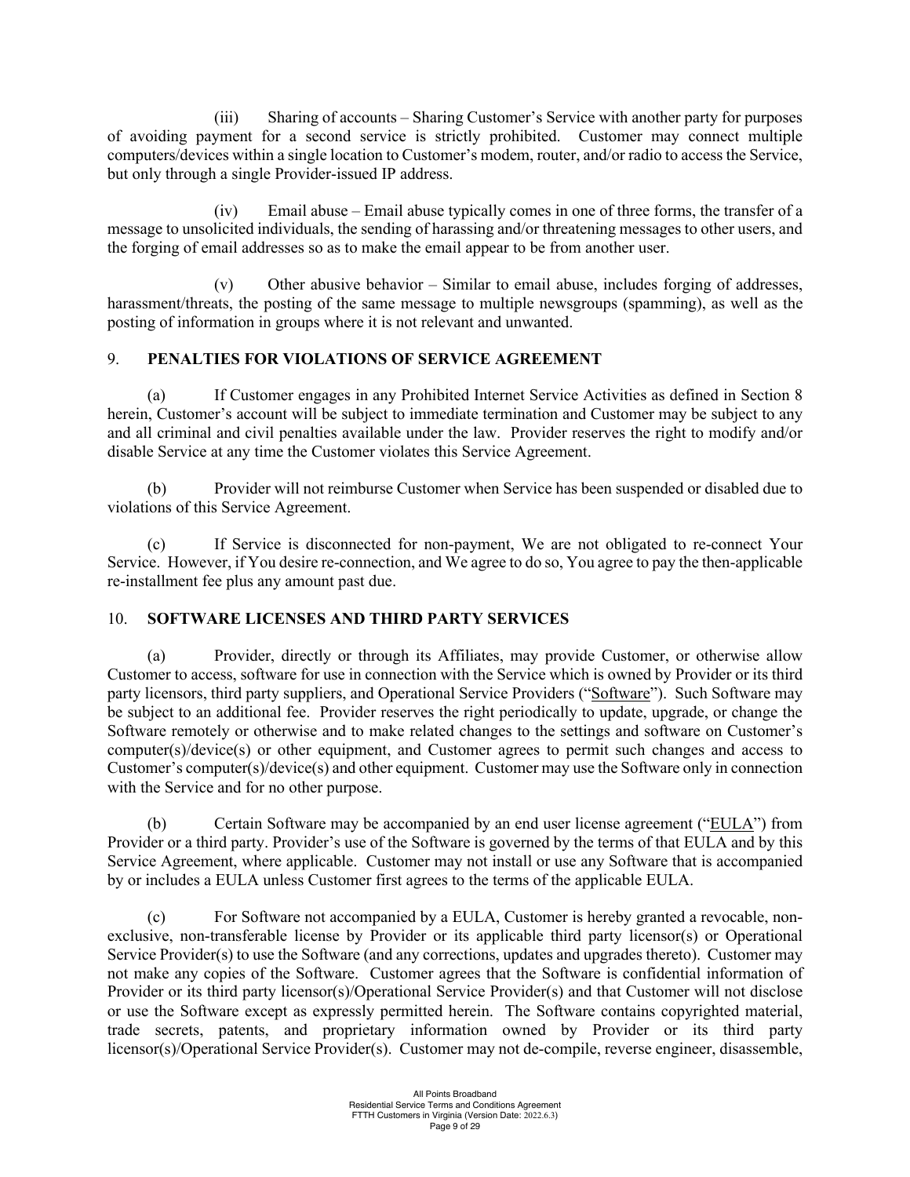(iii) Sharing of accounts – Sharing Customer's Service with another party for purposes of avoiding payment for a second service is strictly prohibited. Customer may connect multiple computers/devices within a single location to Customer's modem, router, and/or radio to access the Service, but only through a single Provider-issued IP address.

(iv) Email abuse – Email abuse typically comes in one of three forms, the transfer of a message to unsolicited individuals, the sending of harassing and/or threatening messages to other users, and the forging of email addresses so as to make the email appear to be from another user.

(v) Other abusive behavior – Similar to email abuse, includes forging of addresses, harassment/threats, the posting of the same message to multiple newsgroups (spamming), as well as the posting of information in groups where it is not relevant and unwanted.

## 9. PENALTIES FOR VIOLATIONS OF SERVICE AGREEMENT

(a) If Customer engages in any Prohibited Internet Service Activities as defined in Section 8 herein, Customer's account will be subject to immediate termination and Customer may be subject to any and all criminal and civil penalties available under the law. Provider reserves the right to modify and/or disable Service at any time the Customer violates this Service Agreement.

(b) Provider will not reimburse Customer when Service has been suspended or disabled due to violations of this Service Agreement.

(c) If Service is disconnected for non-payment, We are not obligated to re-connect Your Service. However, if You desire re-connection, and We agree to do so, You agree to pay the then-applicable re-installment fee plus any amount past due.

## 10. SOFTWARE LICENSES AND THIRD PARTY SERVICES

(a) Provider, directly or through its Affiliates, may provide Customer, or otherwise allow Customer to access, software for use in connection with the Service which is owned by Provider or its third party licensors, third party suppliers, and Operational Service Providers ("Software"). Such Software may be subject to an additional fee. Provider reserves the right periodically to update, upgrade, or change the Software remotely or otherwise and to make related changes to the settings and software on Customer's computer(s)/device(s) or other equipment, and Customer agrees to permit such changes and access to Customer's computer(s)/device(s) and other equipment. Customer may use the Software only in connection with the Service and for no other purpose.

(b) Certain Software may be accompanied by an end user license agreement ("EULA") from Provider or a third party. Provider's use of the Software is governed by the terms of that EULA and by this Service Agreement, where applicable. Customer may not install or use any Software that is accompanied by or includes a EULA unless Customer first agrees to the terms of the applicable EULA.

(c) For Software not accompanied by a EULA, Customer is hereby granted a revocable, non-exclusive, non-transferable license by Provider or its applicable third party licensor(s) or Operational Service Provider(s) to use the Software (and any corrections, updates and upgrades thereto). Customer may not make any copies of the Software. Customer agrees that the Software is confidential information of Provider or its third party licensor(s)/Operational Service Provider(s) and that Customer will not disclose or use the Software except as expressly permitted herein. The Software contains copyrighted material, trade secrets, patents, and proprietary information owned by Provider or its third party licensor(s)/Operational Service Provider(s). Customer may not de-compile, reverse engineer, disassemble,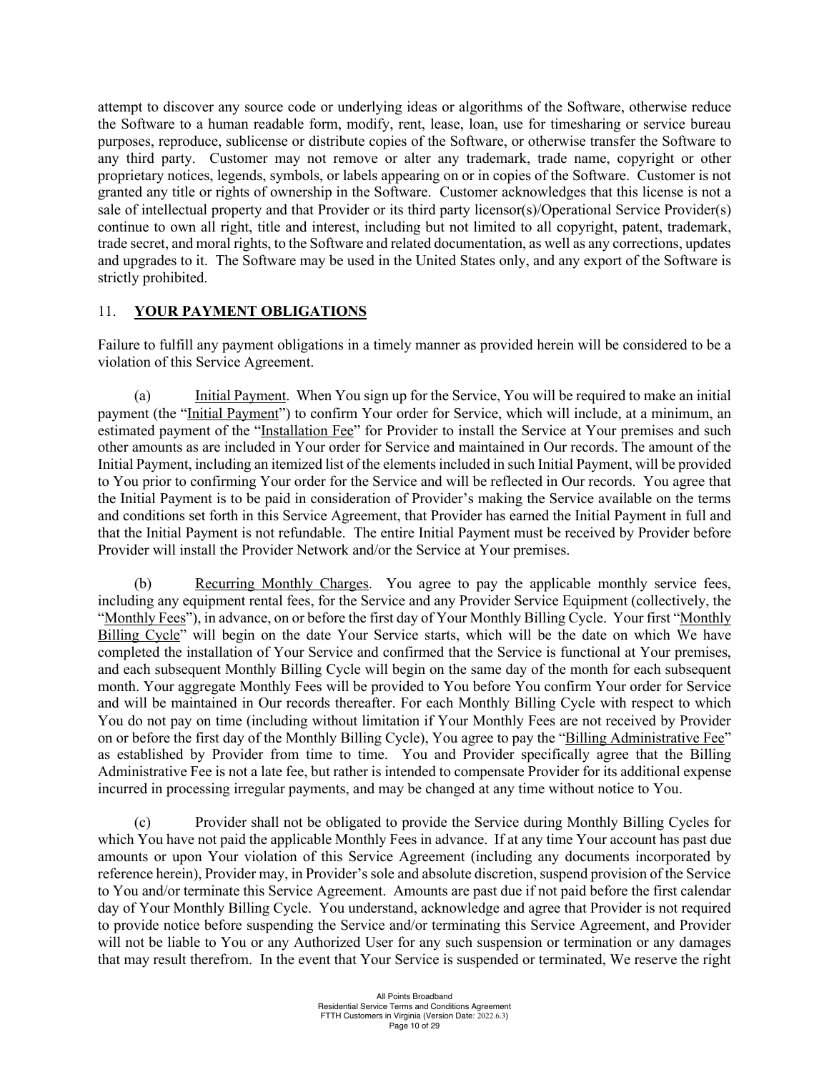attempt to discover any source code or underlying ideas or algorithms of the Software, otherwise reduce the Software to a human readable form, modify, rent, lease, loan, use for timesharing or service bureau purposes, reproduce, sublicense or distribute copies of the Software, or otherwise transfer the Software to any third party. Customer may not remove or alter any trademark, trade name, copyright or other proprietary notices, legends, symbols, or labels appearing on or in copies of the Software. Customer is not granted any title or rights of ownership in the Software. Customer acknowledges that this license is not a sale of intellectual property and that Provider or its third party licensor(s)/Operational Service Provider(s) continue to own all right, title and interest, including but not limited to all copyright, patent, trademark, trade secret, and moral rights, to the Software and related documentation, as well as any corrections, updates and upgrades to it. The Software may be used in the United States only, and any export of the Software is strictly prohibited.

## 11. **YOUR PAYMENT OBLIGATIONS**

Failure to fulfill any payment obligations in a timely manner as provided herein will be considered to be a violation of this Service Agreement.

(a) Initial Payment. When You sign up for the Service, You will be required to make an initial payment (the "Initial Payment") to confirm Your order for Service, which will include, at a minimum, an estimated payment of the "Installation Fee" for Provider to install the Service at Your premises and such other amounts as are included in Your order for Service and maintained in Our records. The amount of the Initial Payment, including an itemized list of the elements included in such Initial Payment, will be provided to You prior to confirming Your order for the Service and will be reflected in Our records. You agree that the Initial Payment is to be paid in consideration of Provider's making the Service available on the terms and conditions set forth in this Service Agreement, that Provider has earned the Initial Payment in full and that the Initial Payment is not refundable. The entire Initial Payment must be received by Provider before Provider will install the Provider Network and/or the Service at Your premises.

(b) Recurring Monthly Charges. You agree to pay the applicable monthly service fees, including any equipment rental fees, for the Service and any Provider Service Equipment (collectively, the "Monthly Fees"), in advance, on or before the first day of Your Monthly Billing Cycle. Your first "Monthly Billing Cycle" will begin on the date Your Service starts, which will be the date on which We have completed the installation of Your Service and confirmed that the Service is functional at Your premises, and each subsequent Monthly Billing Cycle will begin on the same day of the month for each subsequent month. Your aggregate Monthly Fees will be provided to You before You confirm Your order for Service and will be maintained in Our records thereafter. For each Monthly Billing Cycle with respect to which You do not pay on time (including without limitation if Your Monthly Fees are not received by Provider on or before the first day of the Monthly Billing Cycle), You agree to pay the "Billing Administrative Fee" as established by Provider from time to time. You and Provider specifically agree that the Billing Administrative Fee is not a late fee, but rather is intended to compensate Provider for its additional expense incurred in processing irregular payments, and may be changed at any time without notice to You.

(c) Provider shall not be obligated to provide the Service during Monthly Billing Cycles for which You have not paid the applicable Monthly Fees in advance. If at any time Your account has past due amounts or upon Your violation of this Service Agreement (including any documents incorporated by reference herein), Provider may, in Provider's sole and absolute discretion, suspend provision of the Service to You and/or terminate this Service Agreement. Amounts are past due if not paid before the first calendar day of Your Monthly Billing Cycle. You understand, acknowledge and agree that Provider is not required to provide notice before suspending the Service and/or terminating this Service Agreement, and Provider will not be liable to You or any Authorized User for any such suspension or termination or any damages that may result therefrom. In the event that Your Service is suspended or terminated, We reserve the right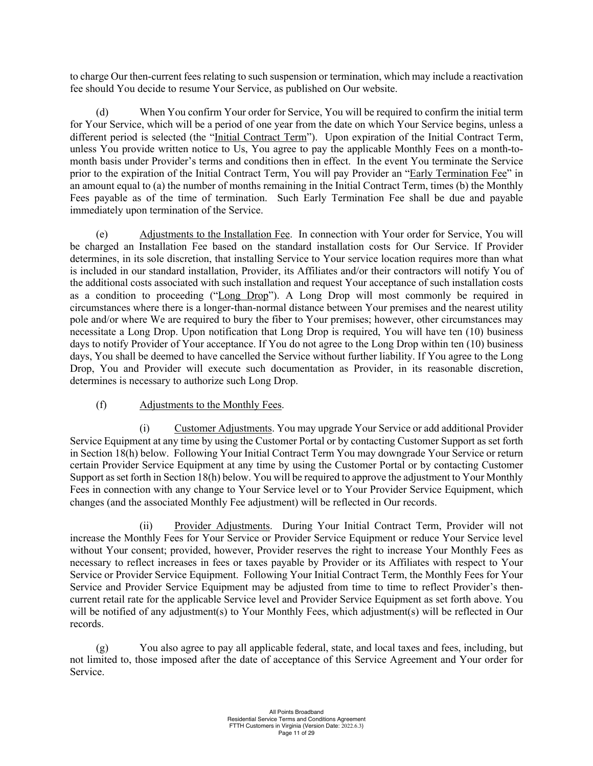to charge Our then-current fees relating to such suspension or termination, which may include a reactivation fee should You decide to resume Your Service, as published on Our website.

(d) When You confirm Your order for Service, You will be required to confirm the initial term for Your Service, which will be a period of one year from the date on which Your Service begins, unless a different period is selected (the "Initial Contract Term"). Upon expiration of the Initial Contract Term, unless You provide written notice to Us, You agree to pay the applicable Monthly Fees on a month-to-month basis under Provider's terms and conditions then in effect. In the event You terminate the Service prior to the expiration of the Initial Contract Term, You will pay Provider an "Early Termination Fee" in an amount equal to (a) the number of months remaining in the Initial Contract Term, times (b) the Monthly Fees payable as of the time of termination. Such Early Termination Fee shall be due and payable immediately upon termination of the Service.

(e) Adjustments to the Installation Fee. In connection with Your order for Service, You will be charged an Installation Fee based on the standard installation costs for Our Service. If Provider determines, in its sole discretion, that installing Service to Your service location requires more than what is included in our standard installation, Provider, its Affiliates and/or their contractors will notify You of the additional costs associated with such installation and request Your acceptance of such installation costs as a condition to proceeding ("Long Drop"). A Long Drop will most commonly be required in circumstances where there is a longer-than-normal distance between Your premises and the nearest utility pole and/or where We are required to bury the fiber to Your premises; however, other circumstances may necessitate a Long Drop. Upon notification that Long Drop is required, You will have ten (10) business days to notify Provider of Your acceptance. If You do not agree to the Long Drop within ten (10) business days, You shall be deemed to have cancelled the Service without further liability. If You agree to the Long Drop, You and Provider will execute such documentation as Provider, in its reasonable discretion, determines is necessary to authorize such Long Drop.

(f) Adjustments to the Monthly Fees.

(i) Customer Adjustments. You may upgrade Your Service or add additional Provider Service Equipment at any time by using the Customer Portal or by contacting Customer Support as set forth in Section 18(h) below. Following Your Initial Contract Term You may downgrade Your Service or return certain Provider Service Equipment at any time by using the Customer Portal or by contacting Customer Support as set forth in Section 18(h) below. You will be required to approve the adjustment to Your Monthly Fees in connection with any change to Your Service level or to Your Provider Service Equipment, which changes (and the associated Monthly Fee adjustment) will be reflected in Our records.

(ii) Provider Adjustments. During Your Initial Contract Term, Provider will not increase the Monthly Fees for Your Service or Provider Service Equipment or reduce Your Service level without Your consent; provided, however, Provider reserves the right to increase Your Monthly Fees as necessary to reflect increases in fees or taxes payable by Provider or its Affiliates with respect to Your Service or Provider Service Equipment. Following Your Initial Contract Term, the Monthly Fees for Your Service and Provider Service Equipment may be adjusted from time to time to reflect Provider's then-current retail rate for the applicable Service level and Provider Service Equipment as set forth above. You will be notified of any adjustment(s) to Your Monthly Fees, which adjustment(s) will be reflected in Our records.

(g) You also agree to pay all applicable federal, state, and local taxes and fees, including, but not limited to, those imposed after the date of acceptance of this Service Agreement and Your order for Service.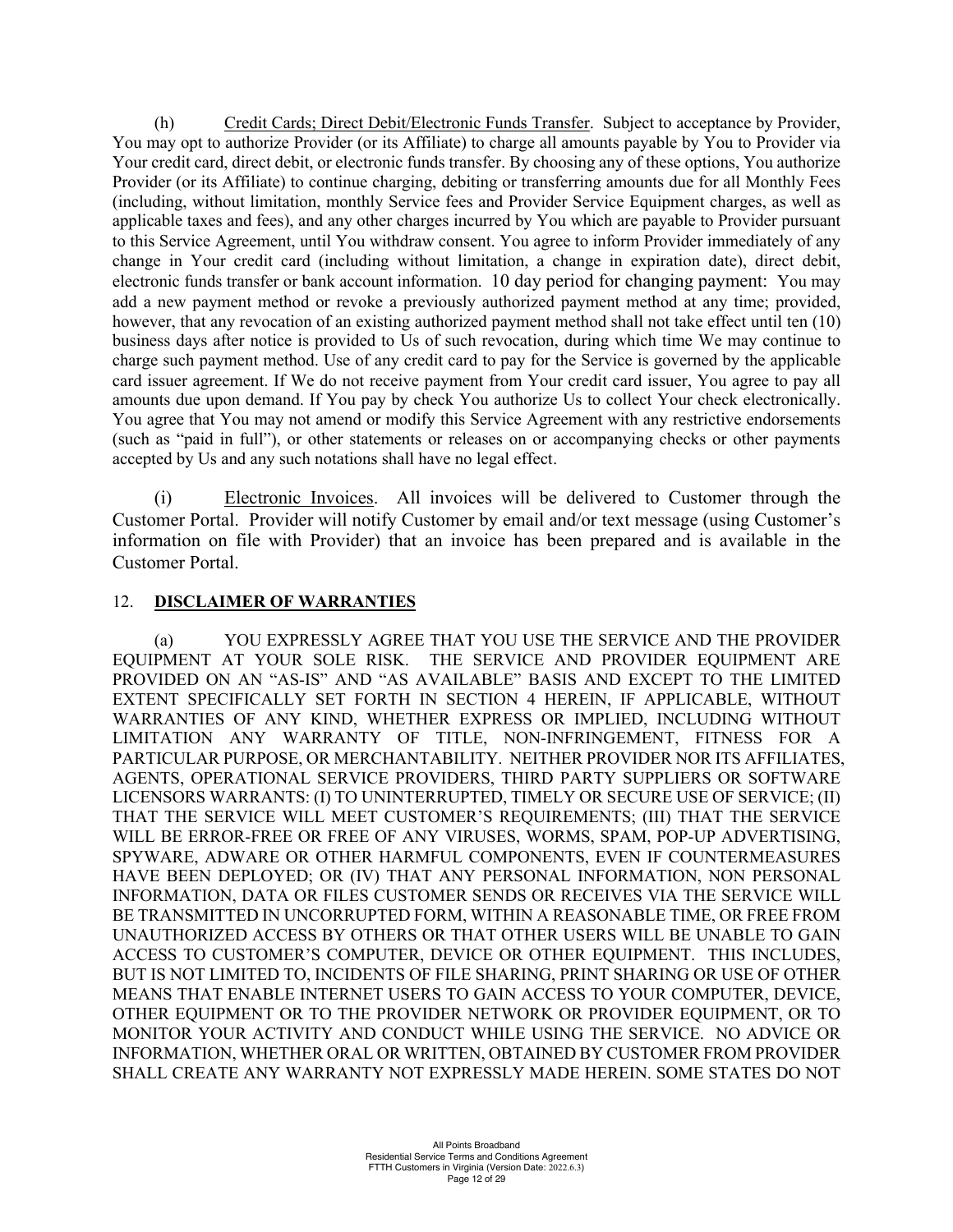(h) Credit Cards; Direct Debit/Electronic Funds Transfer. Subject to acceptance by Provider, You may opt to authorize Provider (or its Affiliate) to charge all amounts payable by You to Provider via Your credit card, direct debit, or electronic funds transfer. By choosing any of these options, You authorize Provider (or its Affiliate) to continue charging, debiting or transferring amounts due for all Monthly Fees (including, without limitation, monthly Service fees and Provider Service Equipment charges, as well as applicable taxes and fees), and any other charges incurred by You which are payable to Provider pursuant to this Service Agreement, until You withdraw consent. You agree to inform Provider immediately of any change in Your credit card (including without limitation, a change in expiration date), direct debit, electronic funds transfer or bank account information. 10 day period for changing payment: You may add a new payment method or revoke a previously authorized payment method at any time; provided, however, that any revocation of an existing authorized payment method shall not take effect until ten (10) business days after notice is provided to Us of such revocation, during which time We may continue to charge such payment method. Use of any credit card to pay for the Service is governed by the applicable card issuer agreement. If We do not receive payment from Your credit card issuer, You agree to pay all amounts due upon demand. If You pay by check You authorize Us to collect Your check electronically. You agree that You may not amend or modify this Service Agreement with any restrictive endorsements (such as "paid in full"), or other statements or releases on or accompanying checks or other payments accepted by Us and any such notations shall have no legal effect.

(i) Electronic Invoices. All invoices will be delivered to Customer through the Customer Portal. Provider will notify Customer by email and/or text message (using Customer's information on file with Provider) that an invoice has been prepared and is available in the Customer Portal.

## 12. **DISCLAIMER OF WARRANTIES**

(a) YOU EXPRESSLY AGREE THAT YOU USE THE SERVICE AND THE PROVIDER EQUIPMENT AT YOUR SOLE RISK. THE SERVICE AND PROVIDER EQUIPMENT ARE PROVIDED ON AN "AS-IS" AND "AS AVAILABLE" BASIS AND EXCEPT TO THE LIMITED EXTENT SPECIFICALLY SET FORTH IN SECTION 4 HEREIN, IF APPLICABLE, WITHOUT WARRANTIES OF ANY KIND, WHETHER EXPRESS OR IMPLIED, INCLUDING WITHOUT LIMITATION ANY WARRANTY OF TITLE, NON-INFRINGEMENT, FITNESS FOR A PARTICULAR PURPOSE, OR MERCHANTABILITY. NEITHER PROVIDER NOR ITS AFFILIATES, AGENTS, OPERATIONAL SERVICE PROVIDERS, THIRD PARTY SUPPLIERS OR SOFTWARE LICENSORS WARRANTS: (I) TO UNINTERRUPTED, TIMELY OR SECURE USE OF SERVICE; (II) THAT THE SERVICE WILL MEET CUSTOMER'S REQUIREMENTS; (III) THAT THE SERVICE WILL BE ERROR-FREE OR FREE OF ANY VIRUSES, WORMS, SPAM, POP-UP ADVERTISING, SPYWARE, ADWARE OR OTHER HARMFUL COMPONENTS, EVEN IF COUNTERMEASURES HAVE BEEN DEPLOYED; OR (IV) THAT ANY PERSONAL INFORMATION, NON PERSONAL INFORMATION, DATA OR FILES CUSTOMER SENDS OR RECEIVES VIA THE SERVICE WILL BE TRANSMITTED IN UNCORRUPTED FORM, WITHIN A REASONABLE TIME, OR FREE FROM UNAUTHORIZED ACCESS BY OTHERS OR THAT OTHER USERS WILL BE UNABLE TO GAIN ACCESS TO CUSTOMER'S COMPUTER, DEVICE OR OTHER EQUIPMENT. THIS INCLUDES, BUT IS NOT LIMITED TO, INCIDENTS OF FILE SHARING, PRINT SHARING OR USE OF OTHER MEANS THAT ENABLE INTERNET USERS TO GAIN ACCESS TO YOUR COMPUTER, DEVICE, OTHER EQUIPMENT OR TO THE PROVIDER NETWORK OR PROVIDER EQUIPMENT, OR TO MONITOR YOUR ACTIVITY AND CONDUCT WHILE USING THE SERVICE. NO ADVICE OR INFORMATION, WHETHER ORAL OR WRITTEN, OBTAINED BY CUSTOMER FROM PROVIDER SHALL CREATE ANY WARRANTY NOT EXPRESSLY MADE HEREIN. SOME STATES DO NOT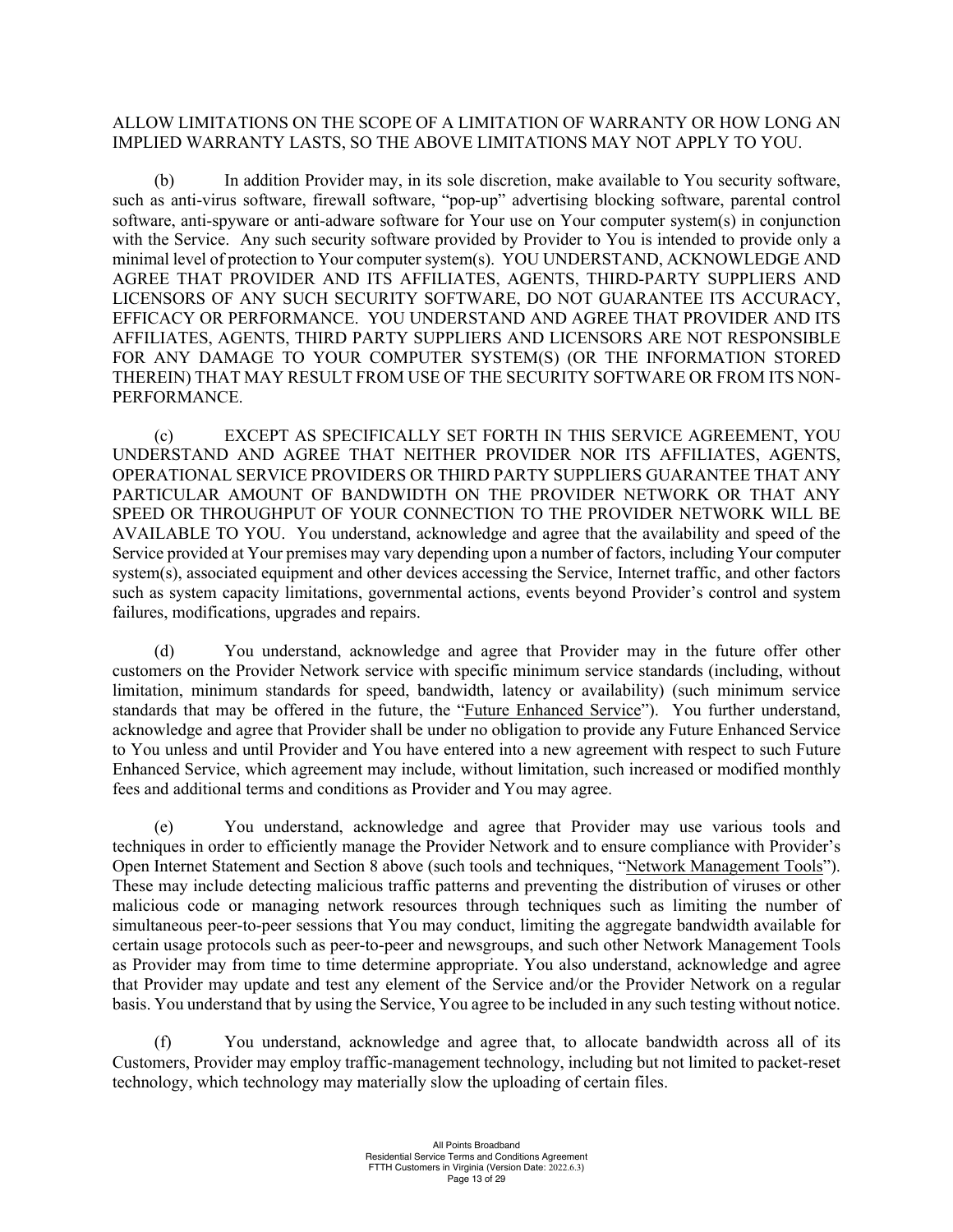ALLOW LIMITATIONS ON THE SCOPE OF A LIMITATION OF WARRANTY OR HOW LONG AN IMPLIED WARRANTY LASTS, SO THE ABOVE LIMITATIONS MAY NOT APPLY TO YOU.

(b) In addition Provider may, in its sole discretion, make available to You security software, such as anti-virus software, firewall software, "pop-up" advertising blocking software, parental control software, anti-spyware or anti-adware software for Your use on Your computer system(s) in conjunction with the Service. Any such security software provided by Provider to You is intended to provide only a minimal level of protection to Your computer system(s). YOU UNDERSTAND, ACKNOWLEDGE AND AGREE THAT PROVIDER AND ITS AFFILIATES, AGENTS, THIRD-PARTY SUPPLIERS AND LICENSORS OF ANY SUCH SECURITY SOFTWARE, DO NOT GUARANTEE ITS ACCURACY, EFFICACY OR PERFORMANCE. YOU UNDERSTAND AND AGREE THAT PROVIDER AND ITS AFFILIATES, AGENTS, THIRD PARTY SUPPLIERS AND LICENSORS ARE NOT RESPONSIBLE FOR ANY DAMAGE TO YOUR COMPUTER SYSTEM(S) (OR THE INFORMATION STORED THEREIN) THAT MAY RESULT FROM USE OF THE SECURITY SOFTWARE OR FROM ITS NON-PERFORMANCE.

(c) EXCEPT AS SPECIFICALLY SET FORTH IN THIS SERVICE AGREEMENT, YOU UNDERSTAND AND AGREE THAT NEITHER PROVIDER NOR ITS AFFILIATES, AGENTS, OPERATIONAL SERVICE PROVIDERS OR THIRD PARTY SUPPLIERS GUARANTEE THAT ANY PARTICULAR AMOUNT OF BANDWIDTH ON THE PROVIDER NETWORK OR THAT ANY SPEED OR THROUGHPUT OF YOUR CONNECTION TO THE PROVIDER NETWORK WILL BE AVAILABLE TO YOU. You understand, acknowledge and agree that the availability and speed of the Service provided at Your premises may vary depending upon a number of factors, including Your computer system(s), associated equipment and other devices accessing the Service, Internet traffic, and other factors such as system capacity limitations, governmental actions, events beyond Provider's control and system failures, modifications, upgrades and repairs.

(d) You understand, acknowledge and agree that Provider may in the future offer other customers on the Provider Network service with specific minimum service standards (including, without limitation, minimum standards for speed, bandwidth, latency or availability) (such minimum service standards that may be offered in the future, the "Future Enhanced Service"). You further understand, acknowledge and agree that Provider shall be under no obligation to provide any Future Enhanced Service to You unless and until Provider and You have entered into a new agreement with respect to such Future Enhanced Service, which agreement may include, without limitation, such increased or modified monthly fees and additional terms and conditions as Provider and You may agree.

(e) You understand, acknowledge and agree that Provider may use various tools and techniques in order to efficiently manage the Provider Network and to ensure compliance with Provider's Open Internet Statement and Section 8 above (such tools and techniques, "Network Management Tools"). These may include detecting malicious traffic patterns and preventing the distribution of viruses or other malicious code or managing network resources through techniques such as limiting the number of simultaneous peer-to-peer sessions that You may conduct, limiting the aggregate bandwidth available for certain usage protocols such as peer-to-peer and newsgroups, and such other Network Management Tools as Provider may from time to time determine appropriate. You also understand, acknowledge and agree that Provider may update and test any element of the Service and/or the Provider Network on a regular basis. You understand that by using the Service, You agree to be included in any such testing without notice.

(f) You understand, acknowledge and agree that, to allocate bandwidth across all of its Customers, Provider may employ traffic-management technology, including but not limited to packet-reset technology, which technology may materially slow the uploading of certain files.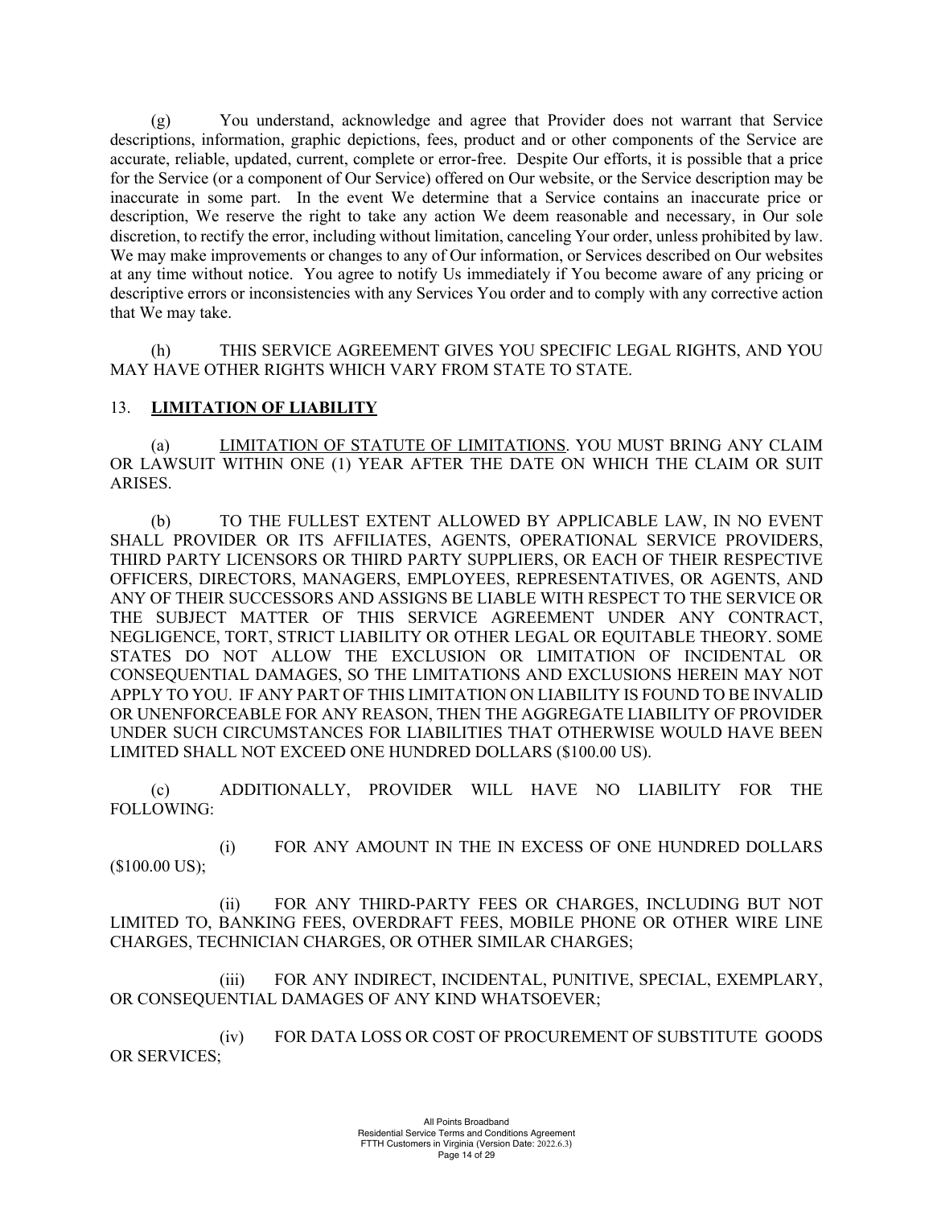(g) You understand, acknowledge and agree that Provider does not warrant that Service descriptions, information, graphic depictions, fees, product and or other components of the Service are accurate, reliable, updated, current, complete or error-free. Despite Our efforts, it is possible that a price for the Service (or a component of Our Service) offered on Our website, or the Service description may be inaccurate in some part. In the event We determine that a Service contains an inaccurate price or description, We reserve the right to take any action We deem reasonable and necessary, in Our sole discretion, to rectify the error, including without limitation, canceling Your order, unless prohibited by law. We may make improvements or changes to any of Our information, or Services described on Our websites at any time without notice. You agree to notify Us immediately if You become aware of any pricing or descriptive errors or inconsistencies with any Services You order and to comply with any corrective action that We may take.

(h) THIS SERVICE AGREEMENT GIVES YOU SPECIFIC LEGAL RIGHTS, AND YOU MAY HAVE OTHER RIGHTS WHICH VARY FROM STATE TO STATE.

## 13. **LIMITATION OF LIABILITY**

(a) LIMITATION OF STATUTE OF LIMITATIONS. YOU MUST BRING ANY CLAIM OR LAWSUIT WITHIN ONE (1) YEAR AFTER THE DATE ON WHICH THE CLAIM OR SUIT ARISES.

(b) TO THE FULLEST EXTENT ALLOWED BY APPLICABLE LAW, IN NO EVENT SHALL PROVIDER OR ITS AFFILIATES, AGENTS, OPERATIONAL SERVICE PROVIDERS, THIRD PARTY LICENSORS OR THIRD PARTY SUPPLIERS, OR EACH OF THEIR RESPECTIVE OFFICERS, DIRECTORS, MANAGERS, EMPLOYEES, REPRESENTATIVES, OR AGENTS, AND ANY OF THEIR SUCCESSORS AND ASSIGNS BE LIABLE WITH RESPECT TO THE SERVICE OR THE SUBJECT MATTER OF THIS SERVICE AGREEMENT UNDER ANY CONTRACT, NEGLIGENCE, TORT, STRICT LIABILITY OR OTHER LEGAL OR EQUITABLE THEORY. SOME STATES DO NOT ALLOW THE EXCLUSION OR LIMITATION OF INCIDENTAL OR CONSEQUENTIAL DAMAGES, SO THE LIMITATIONS AND EXCLUSIONS HEREIN MAY NOT APPLY TO YOU. IF ANY PART OF THIS LIMITATION ON LIABILITY IS FOUND TO BE INVALID OR UNENFORCEABLE FOR ANY REASON, THEN THE AGGREGATE LIABILITY OF PROVIDER UNDER SUCH CIRCUMSTANCES FOR LIABILITIES THAT OTHERWISE WOULD HAVE BEEN LIMITED SHALL NOT EXCEED ONE HUNDRED DOLLARS ($100.00 US).

(c) ADDITIONALLY, PROVIDER WILL HAVE NO LIABILITY FOR THE FOLLOWING:

(i) FOR ANY AMOUNT IN THE IN EXCESS OF ONE HUNDRED DOLLARS ($100.00 US);

(ii) FOR ANY THIRD-PARTY FEES OR CHARGES, INCLUDING BUT NOT LIMITED TO, BANKING FEES, OVERDRAFT FEES, MOBILE PHONE OR OTHER WIRE LINE CHARGES, TECHNICIAN CHARGES, OR OTHER SIMILAR CHARGES;

(iii) FOR ANY INDIRECT, INCIDENTAL, PUNITIVE, SPECIAL, EXEMPLARY, OR CONSEQUENTIAL DAMAGES OF ANY KIND WHATSOEVER;

(iv) FOR DATA LOSS OR COST OF PROCUREMENT OF SUBSTITUTE GOODS OR SERVICES;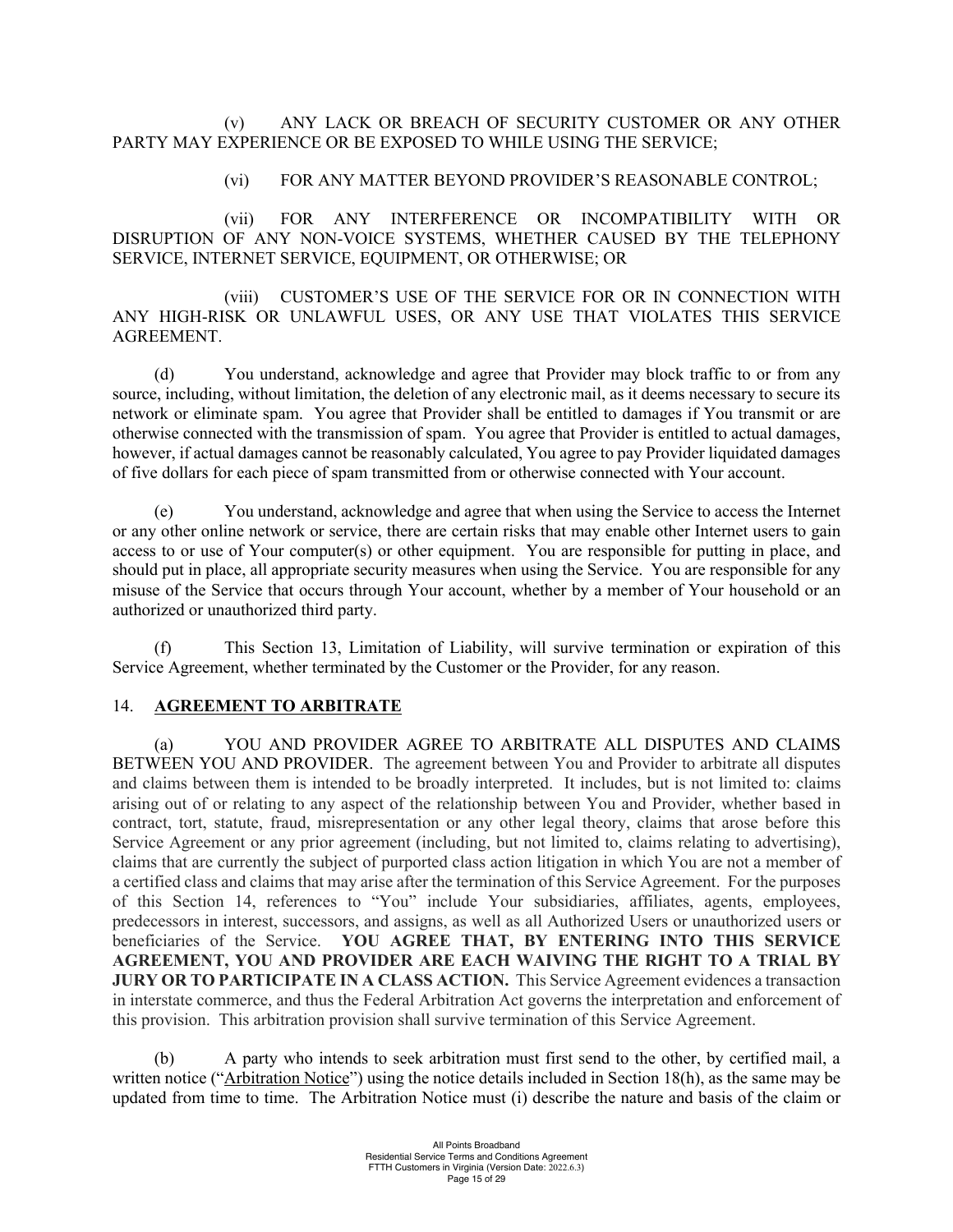(v) ANY LACK OR BREACH OF SECURITY CUSTOMER OR ANY OTHER PARTY MAY EXPERIENCE OR BE EXPOSED TO WHILE USING THE SERVICE;

(vi) FOR ANY MATTER BEYOND PROVIDER'S REASONABLE CONTROL;

(vii) FOR ANY INTERFERENCE OR INCOMPATIBILITY WITH OR DISRUPTION OF ANY NON-VOICE SYSTEMS, WHETHER CAUSED BY THE TELEPHONY SERVICE, INTERNET SERVICE, EQUIPMENT, OR OTHERWISE; OR

(viii) CUSTOMER'S USE OF THE SERVICE FOR OR IN CONNECTION WITH ANY HIGH-RISK OR UNLAWFUL USES, OR ANY USE THAT VIOLATES THIS SERVICE AGREEMENT.

(d) You understand, acknowledge and agree that Provider may block traffic to or from any source, including, without limitation, the deletion of any electronic mail, as it deems necessary to secure its network or eliminate spam. You agree that Provider shall be entitled to damages if You transmit or are otherwise connected with the transmission of spam. You agree that Provider is entitled to actual damages, however, if actual damages cannot be reasonably calculated, You agree to pay Provider liquidated damages of five dollars for each piece of spam transmitted from or otherwise connected with Your account.

(e) You understand, acknowledge and agree that when using the Service to access the Internet or any other online network or service, there are certain risks that may enable other Internet users to gain access to or use of Your computer(s) or other equipment. You are responsible for putting in place, and should put in place, all appropriate security measures when using the Service. You are responsible for any misuse of the Service that occurs through Your account, whether by a member of Your household or an authorized or unauthorized third party.

(f) This Section 13, Limitation of Liability, will survive termination or expiration of this Service Agreement, whether terminated by the Customer or the Provider, for any reason.

## 14. **AGREEMENT TO ARBITRATE**

(a) YOU AND PROVIDER AGREE TO ARBITRATE ALL DISPUTES AND CLAIMS BETWEEN YOU AND PROVIDER. The agreement between You and Provider to arbitrate all disputes and claims between them is intended to be broadly interpreted. It includes, but is not limited to: claims arising out of or relating to any aspect of the relationship between You and Provider, whether based in contract, tort, statute, fraud, misrepresentation or any other legal theory, claims that arose before this Service Agreement or any prior agreement (including, but not limited to, claims relating to advertising), claims that are currently the subject of purported class action litigation in which You are not a member of a certified class and claims that may arise after the termination of this Service Agreement. For the purposes of this Section 14, references to "You" include Your subsidiaries, affiliates, agents, employees, predecessors in interest, successors, and assigns, as well as all Authorized Users or unauthorized users or beneficiaries of the Service. **YOU AGREE THAT, BY ENTERING INTO THIS SERVICE AGREEMENT, YOU AND PROVIDER ARE EACH WAIVING THE RIGHT TO A TRIAL BY JURY OR TO PARTICIPATE IN A CLASS ACTION.** This Service Agreement evidences a transaction in interstate commerce, and thus the Federal Arbitration Act governs the interpretation and enforcement of this provision. This arbitration provision shall survive termination of this Service Agreement.

(b) A party who intends to seek arbitration must first send to the other, by certified mail, a written notice ("Arbitration Notice") using the notice details included in Section 18(h), as the same may be updated from time to time. The Arbitration Notice must (i) describe the nature and basis of the claim or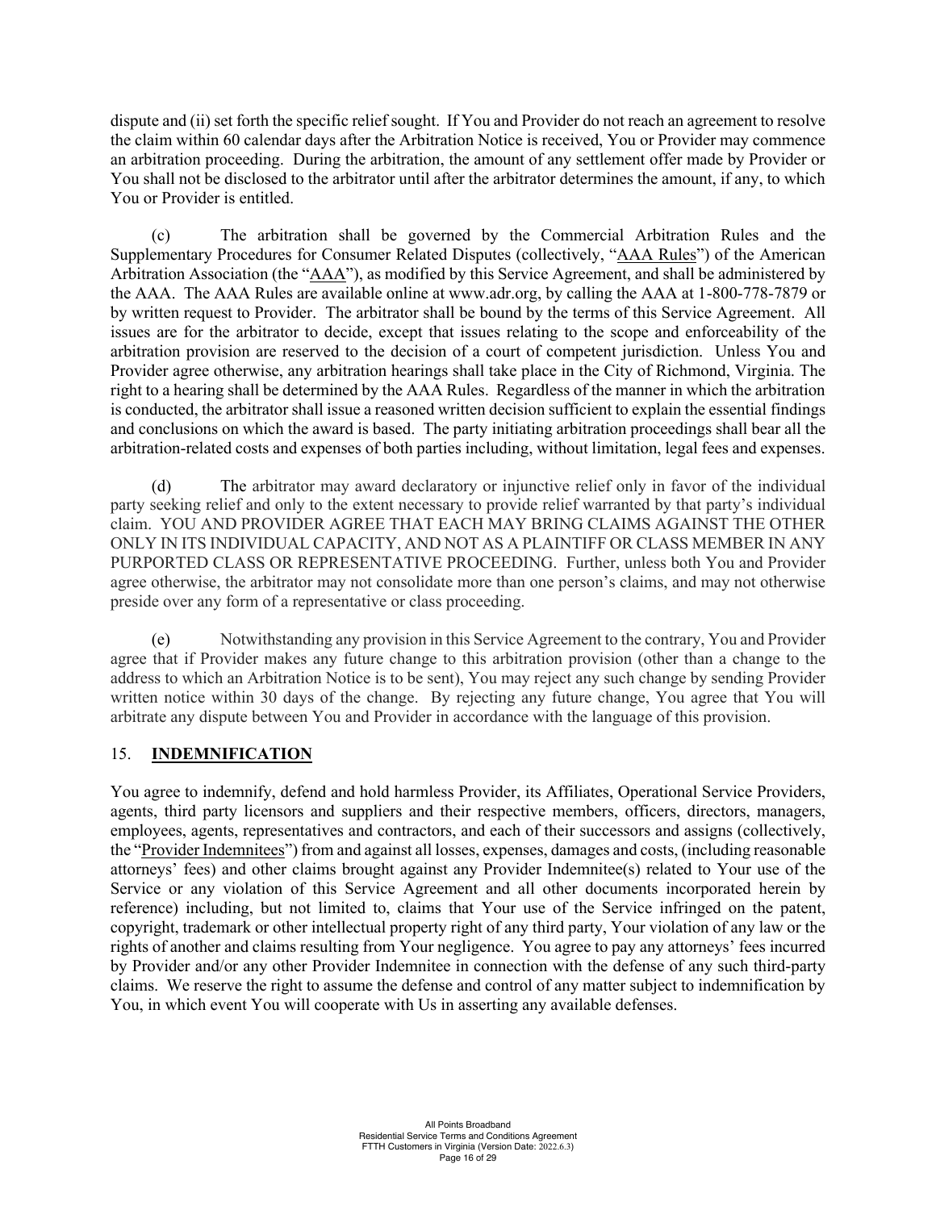dispute and (ii) set forth the specific relief sought. If You and Provider do not reach an agreement to resolve the claim within 60 calendar days after the Arbitration Notice is received, You or Provider may commence an arbitration proceeding. During the arbitration, the amount of any settlement offer made by Provider or You shall not be disclosed to the arbitrator until after the arbitrator determines the amount, if any, to which You or Provider is entitled.

(c) The arbitration shall be governed by the Commercial Arbitration Rules and the Supplementary Procedures for Consumer Related Disputes (collectively, "AAA Rules") of the American Arbitration Association (the "AAA"), as modified by this Service Agreement, and shall be administered by the AAA. The AAA Rules are available online at www.adr.org, by calling the AAA at 1-800-778-7879 or by written request to Provider. The arbitrator shall be bound by the terms of this Service Agreement. All issues are for the arbitrator to decide, except that issues relating to the scope and enforceability of the arbitration provision are reserved to the decision of a court of competent jurisdiction. Unless You and Provider agree otherwise, any arbitration hearings shall take place in the City of Richmond, Virginia. The right to a hearing shall be determined by the AAA Rules. Regardless of the manner in which the arbitration is conducted, the arbitrator shall issue a reasoned written decision sufficient to explain the essential findings and conclusions on which the award is based. The party initiating arbitration proceedings shall bear all the arbitration-related costs and expenses of both parties including, without limitation, legal fees and expenses.

(d) The arbitrator may award declaratory or injunctive relief only in favor of the individual party seeking relief and only to the extent necessary to provide relief warranted by that party's individual claim. YOU AND PROVIDER AGREE THAT EACH MAY BRING CLAIMS AGAINST THE OTHER ONLY IN ITS INDIVIDUAL CAPACITY, AND NOT AS A PLAINTIFF OR CLASS MEMBER IN ANY PURPORTED CLASS OR REPRESENTATIVE PROCEEDING. Further, unless both You and Provider agree otherwise, the arbitrator may not consolidate more than one person's claims, and may not otherwise preside over any form of a representative or class proceeding.

(e) Notwithstanding any provision in this Service Agreement to the contrary, You and Provider agree that if Provider makes any future change to this arbitration provision (other than a change to the address to which an Arbitration Notice is to be sent), You may reject any such change by sending Provider written notice within 30 days of the change. By rejecting any future change, You agree that You will arbitrate any dispute between You and Provider in accordance with the language of this provision.

## 15. **INDEMNIFICATION**

You agree to indemnify, defend and hold harmless Provider, its Affiliates, Operational Service Providers, agents, third party licensors and suppliers and their respective members, officers, directors, managers, employees, agents, representatives and contractors, and each of their successors and assigns (collectively, the "Provider Indemnitees") from and against all losses, expenses, damages and costs, (including reasonable attorneys' fees) and other claims brought against any Provider Indemnitee(s) related to Your use of the Service or any violation of this Service Agreement and all other documents incorporated herein by reference) including, but not limited to, claims that Your use of the Service infringed on the patent, copyright, trademark or other intellectual property right of any third party, Your violation of any law or the rights of another and claims resulting from Your negligence. You agree to pay any attorneys' fees incurred by Provider and/or any other Provider Indemnitee in connection with the defense of any such third-party claims. We reserve the right to assume the defense and control of any matter subject to indemnification by You, in which event You will cooperate with Us in asserting any available defenses.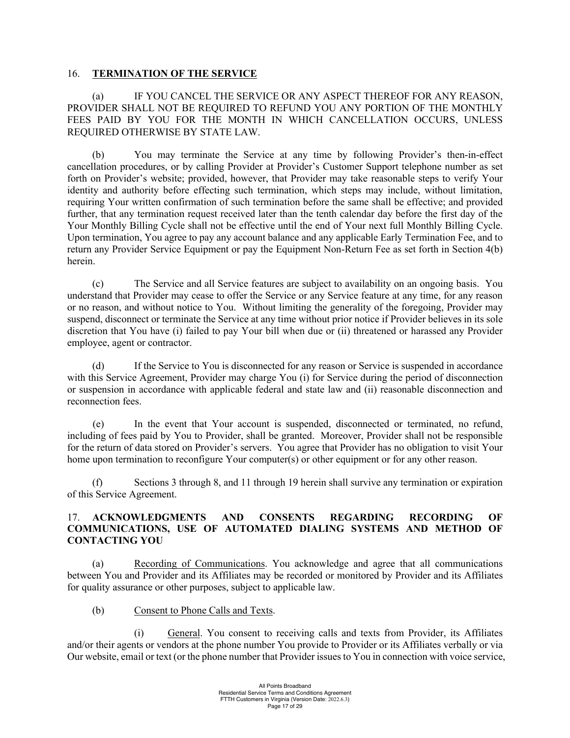## 16. **TERMINATION OF THE SERVICE**

(a) IF YOU CANCEL THE SERVICE OR ANY ASPECT THEREOF FOR ANY REASON, PROVIDER SHALL NOT BE REQUIRED TO REFUND YOU ANY PORTION OF THE MONTHLY FEES PAID BY YOU FOR THE MONTH IN WHICH CANCELLATION OCCURS, UNLESS REQUIRED OTHERWISE BY STATE LAW.

(b) You may terminate the Service at any time by following Provider's then-in-effect cancellation procedures, or by calling Provider at Provider's Customer Support telephone number as set forth on Provider's website; provided, however, that Provider may take reasonable steps to verify Your identity and authority before effecting such termination, which steps may include, without limitation, requiring Your written confirmation of such termination before the same shall be effective; and provided further, that any termination request received later than the tenth calendar day before the first day of the Your Monthly Billing Cycle shall not be effective until the end of Your next full Monthly Billing Cycle. Upon termination, You agree to pay any account balance and any applicable Early Termination Fee, and to return any Provider Service Equipment or pay the Equipment Non-Return Fee as set forth in Section 4(b) herein.

(c) The Service and all Service features are subject to availability on an ongoing basis. You understand that Provider may cease to offer the Service or any Service feature at any time, for any reason or no reason, and without notice to You. Without limiting the generality of the foregoing, Provider may suspend, disconnect or terminate the Service at any time without prior notice if Provider believes in its sole discretion that You have (i) failed to pay Your bill when due or (ii) threatened or harassed any Provider employee, agent or contractor.

(d) If the Service to You is disconnected for any reason or Service is suspended in accordance with this Service Agreement, Provider may charge You (i) for Service during the period of disconnection or suspension in accordance with applicable federal and state law and (ii) reasonable disconnection and reconnection fees.

(e) In the event that Your account is suspended, disconnected or terminated, no refund, including of fees paid by You to Provider, shall be granted. Moreover, Provider shall not be responsible for the return of data stored on Provider's servers. You agree that Provider has no obligation to visit Your home upon termination to reconfigure Your computer(s) or other equipment or for any other reason.

(f) Sections 3 through 8, and 11 through 19 herein shall survive any termination or expiration of this Service Agreement.

## 17. **ACKNOWLEDGMENTS AND CONSENTS REGARDING RECORDING OF COMMUNICATIONS, USE OF AUTOMATED DIALING SYSTEMS AND METHOD OF CONTACTING YOU**

(a) Recording of Communications. You acknowledge and agree that all communications between You and Provider and its Affiliates may be recorded or monitored by Provider and its Affiliates for quality assurance or other purposes, subject to applicable law.

(b) Consent to Phone Calls and Texts.

(i) General. You consent to receiving calls and texts from Provider, its Affiliates and/or their agents or vendors at the phone number You provide to Provider or its Affiliates verbally or via Our website, email or text (or the phone number that Provider issues to You in connection with voice service,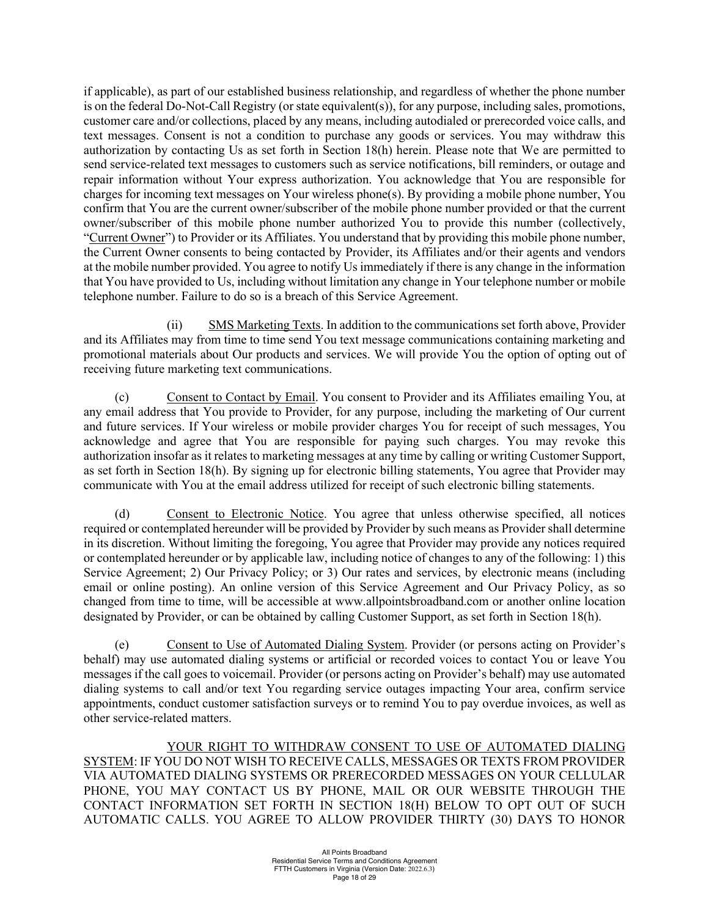if applicable), as part of our established business relationship, and regardless of whether the phone number is on the federal Do-Not-Call Registry (or state equivalent(s)), for any purpose, including sales, promotions, customer care and/or collections, placed by any means, including autodialed or prerecorded voice calls, and text messages. Consent is not a condition to purchase any goods or services. You may withdraw this authorization by contacting Us as set forth in Section 18(h) herein. Please note that We are permitted to send service-related text messages to customers such as service notifications, bill reminders, or outage and repair information without Your express authorization. You acknowledge that You are responsible for charges for incoming text messages on Your wireless phone(s). By providing a mobile phone number, You confirm that You are the current owner/subscriber of the mobile phone number provided or that the current owner/subscriber of this mobile phone number authorized You to provide this number (collectively, "Current Owner") to Provider or its Affiliates. You understand that by providing this mobile phone number, the Current Owner consents to being contacted by Provider, its Affiliates and/or their agents and vendors at the mobile number provided. You agree to notify Us immediately if there is any change in the information that You have provided to Us, including without limitation any change in Your telephone number or mobile telephone number. Failure to do so is a breach of this Service Agreement.

(ii) SMS Marketing Texts. In addition to the communications set forth above, Provider and its Affiliates may from time to time send You text message communications containing marketing and promotional materials about Our products and services. We will provide You the option of opting out of receiving future marketing text communications.

(c) Consent to Contact by Email. You consent to Provider and its Affiliates emailing You, at any email address that You provide to Provider, for any purpose, including the marketing of Our current and future services. If Your wireless or mobile provider charges You for receipt of such messages, You acknowledge and agree that You are responsible for paying such charges. You may revoke this authorization insofar as it relates to marketing messages at any time by calling or writing Customer Support, as set forth in Section 18(h). By signing up for electronic billing statements, You agree that Provider may communicate with You at the email address utilized for receipt of such electronic billing statements.

(d) Consent to Electronic Notice. You agree that unless otherwise specified, all notices required or contemplated hereunder will be provided by Provider by such means as Provider shall determine in its discretion. Without limiting the foregoing, You agree that Provider may provide any notices required or contemplated hereunder or by applicable law, including notice of changes to any of the following: 1) this Service Agreement; 2) Our Privacy Policy; or 3) Our rates and services, by electronic means (including email or online posting). An online version of this Service Agreement and Our Privacy Policy, as so changed from time to time, will be accessible at www.allpointsbroadband.com or another online location designated by Provider, or can be obtained by calling Customer Support, as set forth in Section 18(h).

(e) Consent to Use of Automated Dialing System. Provider (or persons acting on Provider's behalf) may use automated dialing systems or artificial or recorded voices to contact You or leave You messages if the call goes to voicemail. Provider (or persons acting on Provider's behalf) may use automated dialing systems to call and/or text You regarding service outages impacting Your area, confirm service appointments, conduct customer satisfaction surveys or to remind You to pay overdue invoices, as well as other service-related matters.

YOUR RIGHT TO WITHDRAW CONSENT TO USE OF AUTOMATED DIALING SYSTEM: IF YOU DO NOT WISH TO RECEIVE CALLS, MESSAGES OR TEXTS FROM PROVIDER VIA AUTOMATED DIALING SYSTEMS OR PRERECORDED MESSAGES ON YOUR CELLULAR PHONE, YOU MAY CONTACT US BY PHONE, MAIL OR OUR WEBSITE THROUGH THE CONTACT INFORMATION SET FORTH IN SECTION 18(H) BELOW TO OPT OUT OF SUCH AUTOMATIC CALLS. YOU AGREE TO ALLOW PROVIDER THIRTY (30) DAYS TO HONOR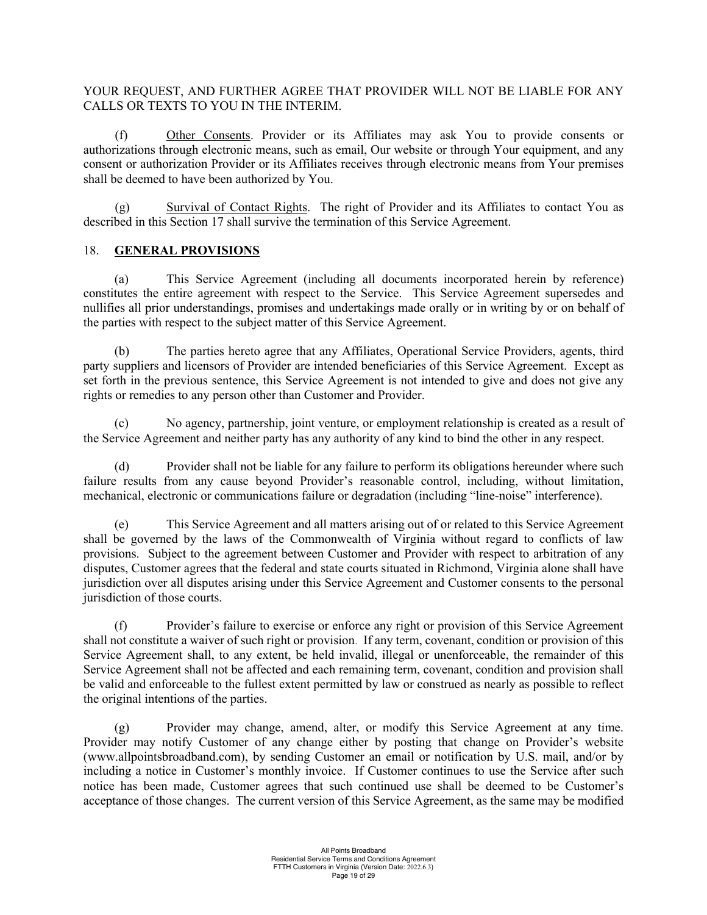YOUR REQUEST, AND FURTHER AGREE THAT PROVIDER WILL NOT BE LIABLE FOR ANY CALLS OR TEXTS TO YOU IN THE INTERIM.

(f) Other Consents. Provider or its Affiliates may ask You to provide consents or authorizations through electronic means, such as email, Our website or through Your equipment, and any consent or authorization Provider or its Affiliates receives through electronic means from Your premises shall be deemed to have been authorized by You.

(g) Survival of Contact Rights. The right of Provider and its Affiliates to contact You as described in this Section 17 shall survive the termination of this Service Agreement.

## 18. **GENERAL PROVISIONS**

(a) This Service Agreement (including all documents incorporated herein by reference) constitutes the entire agreement with respect to the Service. This Service Agreement supersedes and nullifies all prior understandings, promises and undertakings made orally or in writing by or on behalf of the parties with respect to the subject matter of this Service Agreement.

(b) The parties hereto agree that any Affiliates, Operational Service Providers, agents, third party suppliers and licensors of Provider are intended beneficiaries of this Service Agreement. Except as set forth in the previous sentence, this Service Agreement is not intended to give and does not give any rights or remedies to any person other than Customer and Provider.

(c) No agency, partnership, joint venture, or employment relationship is created as a result of the Service Agreement and neither party has any authority of any kind to bind the other in any respect.

(d) Provider shall not be liable for any failure to perform its obligations hereunder where such failure results from any cause beyond Provider's reasonable control, including, without limitation, mechanical, electronic or communications failure or degradation (including "line-noise" interference).

(e) This Service Agreement and all matters arising out of or related to this Service Agreement shall be governed by the laws of the Commonwealth of Virginia without regard to conflicts of law provisions. Subject to the agreement between Customer and Provider with respect to arbitration of any disputes, Customer agrees that the federal and state courts situated in Richmond, Virginia alone shall have jurisdiction over all disputes arising under this Service Agreement and Customer consents to the personal jurisdiction of those courts.

(f) Provider's failure to exercise or enforce any right or provision of this Service Agreement shall not constitute a waiver of such right or provision. If any term, covenant, condition or provision of this Service Agreement shall, to any extent, be held invalid, illegal or unenforceable, the remainder of this Service Agreement shall not be affected and each remaining term, covenant, condition and provision shall be valid and enforceable to the fullest extent permitted by law or construed as nearly as possible to reflect the original intentions of the parties.

(g) Provider may change, amend, alter, or modify this Service Agreement at any time. Provider may notify Customer of any change either by posting that change on Provider's website (www.allpointsbroadband.com), by sending Customer an email or notification by U.S. mail, and/or by including a notice in Customer's monthly invoice. If Customer continues to use the Service after such notice has been made, Customer agrees that such continued use shall be deemed to be Customer's acceptance of those changes. The current version of this Service Agreement, as the same may be modified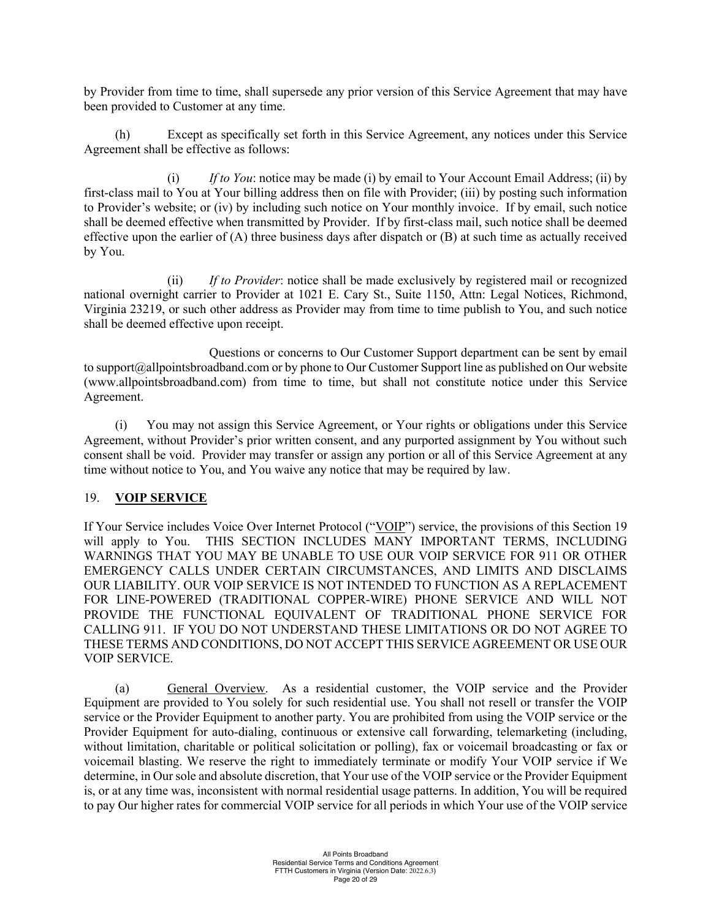by Provider from time to time, shall supersede any prior version of this Service Agreement that may have been provided to Customer at any time.

(h) Except as specifically set forth in this Service Agreement, any notices under this Service Agreement shall be effective as follows:

(i) *If to You*: notice may be made (i) by email to Your Account Email Address; (ii) by first-class mail to You at Your billing address then on file with Provider; (iii) by posting such information to Provider's website; or (iv) by including such notice on Your monthly invoice. If by email, such notice shall be deemed effective when transmitted by Provider. If by first-class mail, such notice shall be deemed effective upon the earlier of (A) three business days after dispatch or (B) at such time as actually received by You.

(ii) *If to Provider*: notice shall be made exclusively by registered mail or recognized national overnight carrier to Provider at 1021 E. Cary St., Suite 1150, Attn: Legal Notices, Richmond, Virginia 23219, or such other address as Provider may from time to time publish to You, and such notice shall be deemed effective upon receipt.

Questions or concerns to Our Customer Support department can be sent by email to support@allpointsbroadband.com or by phone to Our Customer Support line as published on Our website (www.allpointsbroadband.com) from time to time, but shall not constitute notice under this Service Agreement.

(i) You may not assign this Service Agreement, or Your rights or obligations under this Service Agreement, without Provider's prior written consent, and any purported assignment by You without such consent shall be void. Provider may transfer or assign any portion or all of this Service Agreement at any time without notice to You, and You waive any notice that may be required by law.

## 19. **VOIP SERVICE**

If Your Service includes Voice Over Internet Protocol ("VOIP") service, the provisions of this Section 19 will apply to You. THIS SECTION INCLUDES MANY IMPORTANT TERMS, INCLUDING WARNINGS THAT YOU MAY BE UNABLE TO USE OUR VOIP SERVICE FOR 911 OR OTHER EMERGENCY CALLS UNDER CERTAIN CIRCUMSTANCES, AND LIMITS AND DISCLAIMS OUR LIABILITY. OUR VOIP SERVICE IS NOT INTENDED TO FUNCTION AS A REPLACEMENT FOR LINE-POWERED (TRADITIONAL COPPER-WIRE) PHONE SERVICE AND WILL NOT PROVIDE THE FUNCTIONAL EQUIVALENT OF TRADITIONAL PHONE SERVICE FOR CALLING 911. IF YOU DO NOT UNDERSTAND THESE LIMITATIONS OR DO NOT AGREE TO THESE TERMS AND CONDITIONS, DO NOT ACCEPT THIS SERVICE AGREEMENT OR USE OUR VOIP SERVICE.

(a) General Overview. As a residential customer, the VOIP service and the Provider Equipment are provided to You solely for such residential use. You shall not resell or transfer the VOIP service or the Provider Equipment to another party. You are prohibited from using the VOIP service or the Provider Equipment for auto-dialing, continuous or extensive call forwarding, telemarketing (including, without limitation, charitable or political solicitation or polling), fax or voicemail broadcasting or fax or voicemail blasting. We reserve the right to immediately terminate or modify Your VOIP service if We determine, in Our sole and absolute discretion, that Your use of the VOIP service or the Provider Equipment is, or at any time was, inconsistent with normal residential usage patterns. In addition, You will be required to pay Our higher rates for commercial VOIP service for all periods in which Your use of the VOIP service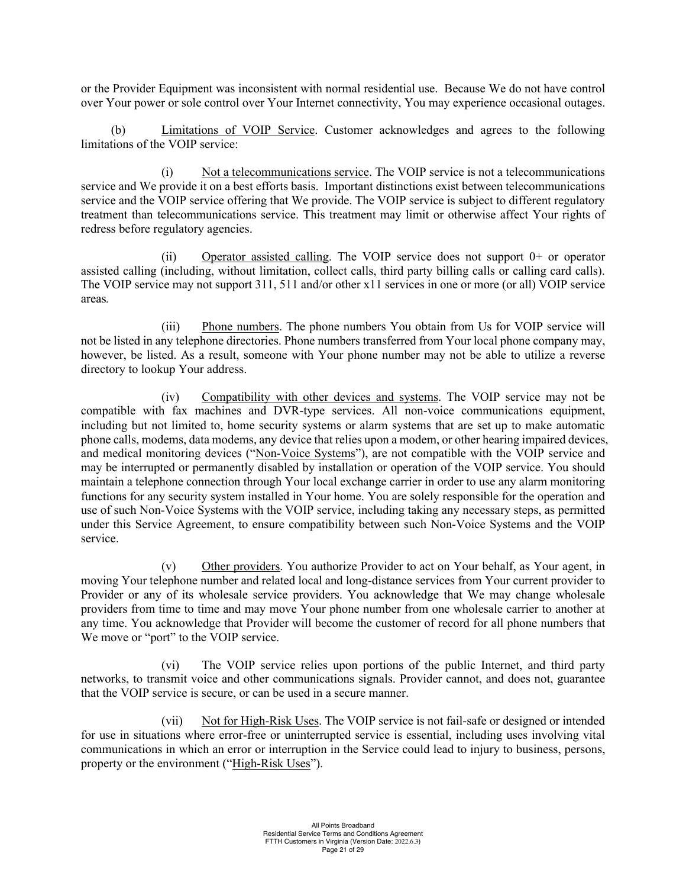or the Provider Equipment was inconsistent with normal residential use. Because We do not have control over Your power or sole control over Your Internet connectivity, You may experience occasional outages.

(b) Limitations of VOIP Service. Customer acknowledges and agrees to the following limitations of the VOIP service:

(i) Not a telecommunications service. The VOIP service is not a telecommunications service and We provide it on a best efforts basis. Important distinctions exist between telecommunications service and the VOIP service offering that We provide. The VOIP service is subject to different regulatory treatment than telecommunications service. This treatment may limit or otherwise affect Your rights of redress before regulatory agencies.

(ii) Operator assisted calling. The VOIP service does not support 0+ or operator assisted calling (including, without limitation, collect calls, third party billing calls or calling card calls). The VOIP service may not support 311, 511 and/or other x11 services in one or more (or all) VOIP service areas.

(iii) Phone numbers. The phone numbers You obtain from Us for VOIP service will not be listed in any telephone directories. Phone numbers transferred from Your local phone company may, however, be listed. As a result, someone with Your phone number may not be able to utilize a reverse directory to lookup Your address.

(iv) Compatibility with other devices and systems. The VOIP service may not be compatible with fax machines and DVR-type services. All non-voice communications equipment, including but not limited to, home security systems or alarm systems that are set up to make automatic phone calls, modems, data modems, any device that relies upon a modem, or other hearing impaired devices, and medical monitoring devices ("Non-Voice Systems"), are not compatible with the VOIP service and may be interrupted or permanently disabled by installation or operation of the VOIP service. You should maintain a telephone connection through Your local exchange carrier in order to use any alarm monitoring functions for any security system installed in Your home. You are solely responsible for the operation and use of such Non-Voice Systems with the VOIP service, including taking any necessary steps, as permitted under this Service Agreement, to ensure compatibility between such Non-Voice Systems and the VOIP service.

(v) Other providers. You authorize Provider to act on Your behalf, as Your agent, in moving Your telephone number and related local and long-distance services from Your current provider to Provider or any of its wholesale service providers. You acknowledge that We may change wholesale providers from time to time and may move Your phone number from one wholesale carrier to another at any time. You acknowledge that Provider will become the customer of record for all phone numbers that We move or "port" to the VOIP service.

(vi) The VOIP service relies upon portions of the public Internet, and third party networks, to transmit voice and other communications signals. Provider cannot, and does not, guarantee that the VOIP service is secure, or can be used in a secure manner.

(vii) Not for High-Risk Uses. The VOIP service is not fail-safe or designed or intended for use in situations where error-free or uninterrupted service is essential, including uses involving vital communications in which an error or interruption in the Service could lead to injury to business, persons, property or the environment ("High-Risk Uses").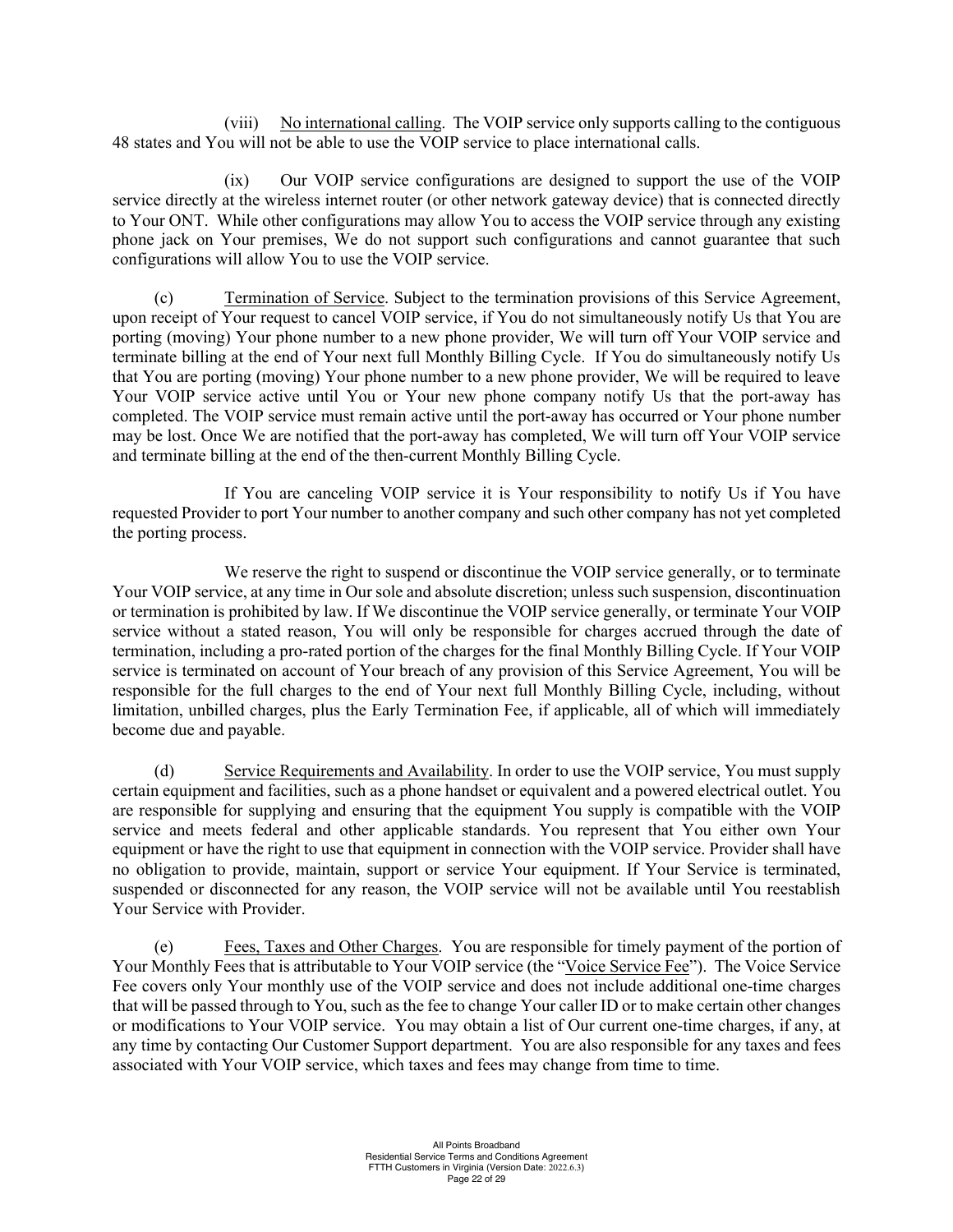(viii) <u>No international calling</u>. The VOIP service only supports calling to the contiguous 48 states and You will not be able to use the VOIP service to place international calls.

(ix) Our VOIP service configurations are designed to support the use of the VOIP service directly at the wireless internet router (or other network gateway device) that is connected directly to Your ONT. While other configurations may allow You to access the VOIP service through any existing phone jack on Your premises, We do not support such configurations and cannot guarantee that such configurations will allow You to use the VOIP service.

(c) <u>Termination of Service</u>. Subject to the termination provisions of this Service Agreement, upon receipt of Your request to cancel VOIP service, if You do not simultaneously notify Us that You are porting (moving) Your phone number to a new phone provider, We will turn off Your VOIP service and terminate billing at the end of Your next full Monthly Billing Cycle. If You do simultaneously notify Us that You are porting (moving) Your phone number to a new phone provider, We will be required to leave Your VOIP service active until You or Your new phone company notify Us that the port-away has completed. The VOIP service must remain active until the port-away has occurred or Your phone number may be lost. Once We are notified that the port-away has completed, We will turn off Your VOIP service and terminate billing at the end of the then-current Monthly Billing Cycle.

If You are canceling VOIP service it is Your responsibility to notify Us if You have requested Provider to port Your number to another company and such other company has not yet completed the porting process.

We reserve the right to suspend or discontinue the VOIP service generally, or to terminate Your VOIP service, at any time in Our sole and absolute discretion; unless such suspension, discontinuation or termination is prohibited by law. If We discontinue the VOIP service generally, or terminate Your VOIP service without a stated reason, You will only be responsible for charges accrued through the date of termination, including a pro-rated portion of the charges for the final Monthly Billing Cycle. If Your VOIP service is terminated on account of Your breach of any provision of this Service Agreement, You will be responsible for the full charges to the end of Your next full Monthly Billing Cycle, including, without limitation, unbilled charges, plus the Early Termination Fee, if applicable, all of which will immediately become due and payable.

(d) <u>Service Requirements and Availability</u>. In order to use the VOIP service, You must supply certain equipment and facilities, such as a phone handset or equivalent and a powered electrical outlet. You are responsible for supplying and ensuring that the equipment You supply is compatible with the VOIP service and meets federal and other applicable standards. You represent that You either own Your equipment or have the right to use that equipment in connection with the VOIP service. Provider shall have no obligation to provide, maintain, support or service Your equipment. If Your Service is terminated, suspended or disconnected for any reason, the VOIP service will not be available until You reestablish Your Service with Provider.

(e) <u>Fees, Taxes and Other Charges</u>. You are responsible for timely payment of the portion of Your Monthly Fees that is attributable to Your VOIP service (the "<u>Voice Service Fee</u>"). The Voice Service Fee covers only Your monthly use of the VOIP service and does not include additional one-time charges that will be passed through to You, such as the fee to change Your caller ID or to make certain other changes or modifications to Your VOIP service. You may obtain a list of Our current one-time charges, if any, at any time by contacting Our Customer Support department. You are also responsible for any taxes and fees associated with Your VOIP service, which taxes and fees may change from time to time.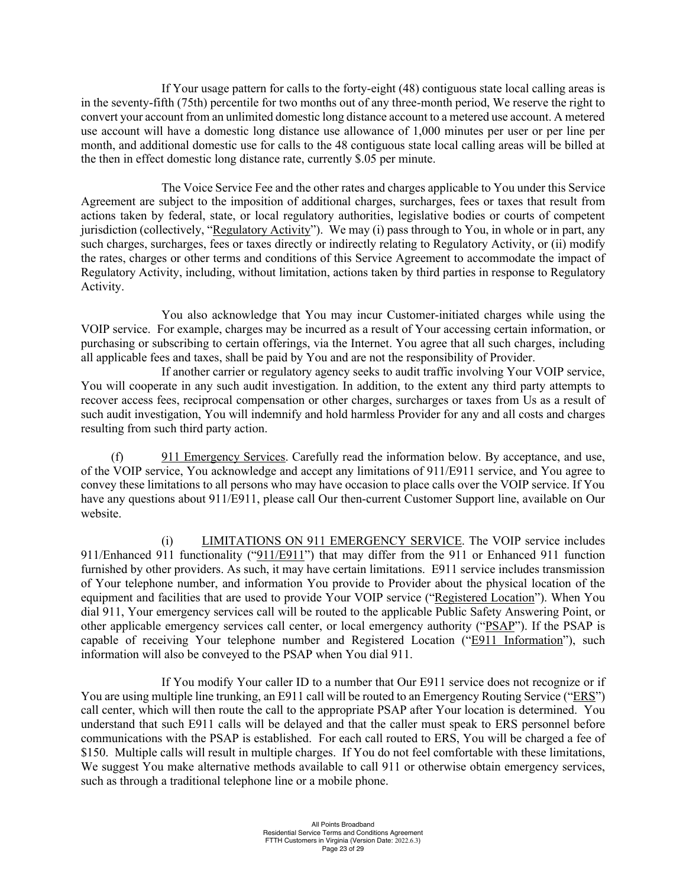If Your usage pattern for calls to the forty-eight (48) contiguous state local calling areas is in the seventy-fifth (75th) percentile for two months out of any three-month period, We reserve the right to convert your account from an unlimited domestic long distance account to a metered use account. A metered use account will have a domestic long distance use allowance of 1,000 minutes per user or per line per month, and additional domestic use for calls to the 48 contiguous state local calling areas will be billed at the then in effect domestic long distance rate, currently $.05 per minute.

The Voice Service Fee and the other rates and charges applicable to You under this Service Agreement are subject to the imposition of additional charges, surcharges, fees or taxes that result from actions taken by federal, state, or local regulatory authorities, legislative bodies or courts of competent jurisdiction (collectively, "Regulatory Activity"). We may (i) pass through to You, in whole or in part, any such charges, surcharges, fees or taxes directly or indirectly relating to Regulatory Activity, or (ii) modify the rates, charges or other terms and conditions of this Service Agreement to accommodate the impact of Regulatory Activity, including, without limitation, actions taken by third parties in response to Regulatory Activity.

You also acknowledge that You may incur Customer-initiated charges while using the VOIP service. For example, charges may be incurred as a result of Your accessing certain information, or purchasing or subscribing to certain offerings, via the Internet. You agree that all such charges, including all applicable fees and taxes, shall be paid by You and are not the responsibility of Provider.

If another carrier or regulatory agency seeks to audit traffic involving Your VOIP service, You will cooperate in any such audit investigation. In addition, to the extent any third party attempts to recover access fees, reciprocal compensation or other charges, surcharges or taxes from Us as a result of such audit investigation, You will indemnify and hold harmless Provider for any and all costs and charges resulting from such third party action.

(f) 911 Emergency Services. Carefully read the information below. By acceptance, and use, of the VOIP service, You acknowledge and accept any limitations of 911/E911 service, and You agree to convey these limitations to all persons who may have occasion to place calls over the VOIP service. If You have any questions about 911/E911, please call Our then-current Customer Support line, available on Our website.

(i) LIMITATIONS ON 911 EMERGENCY SERVICE. The VOIP service includes 911/Enhanced 911 functionality ("911/E911") that may differ from the 911 or Enhanced 911 function furnished by other providers. As such, it may have certain limitations. E911 service includes transmission of Your telephone number, and information You provide to Provider about the physical location of the equipment and facilities that are used to provide Your VOIP service ("Registered Location"). When You dial 911, Your emergency services call will be routed to the applicable Public Safety Answering Point, or other applicable emergency services call center, or local emergency authority ("PSAP"). If the PSAP is capable of receiving Your telephone number and Registered Location ("E911 Information"), such information will also be conveyed to the PSAP when You dial 911.

If You modify Your caller ID to a number that Our E911 service does not recognize or if You are using multiple line trunking, an E911 call will be routed to an Emergency Routing Service ("ERS") call center, which will then route the call to the appropriate PSAP after Your location is determined. You understand that such E911 calls will be delayed and that the caller must speak to ERS personnel before communications with the PSAP is established. For each call routed to ERS, You will be charged a fee of $150. Multiple calls will result in multiple charges. If You do not feel comfortable with these limitations, We suggest You make alternative methods available to call 911 or otherwise obtain emergency services, such as through a traditional telephone line or a mobile phone.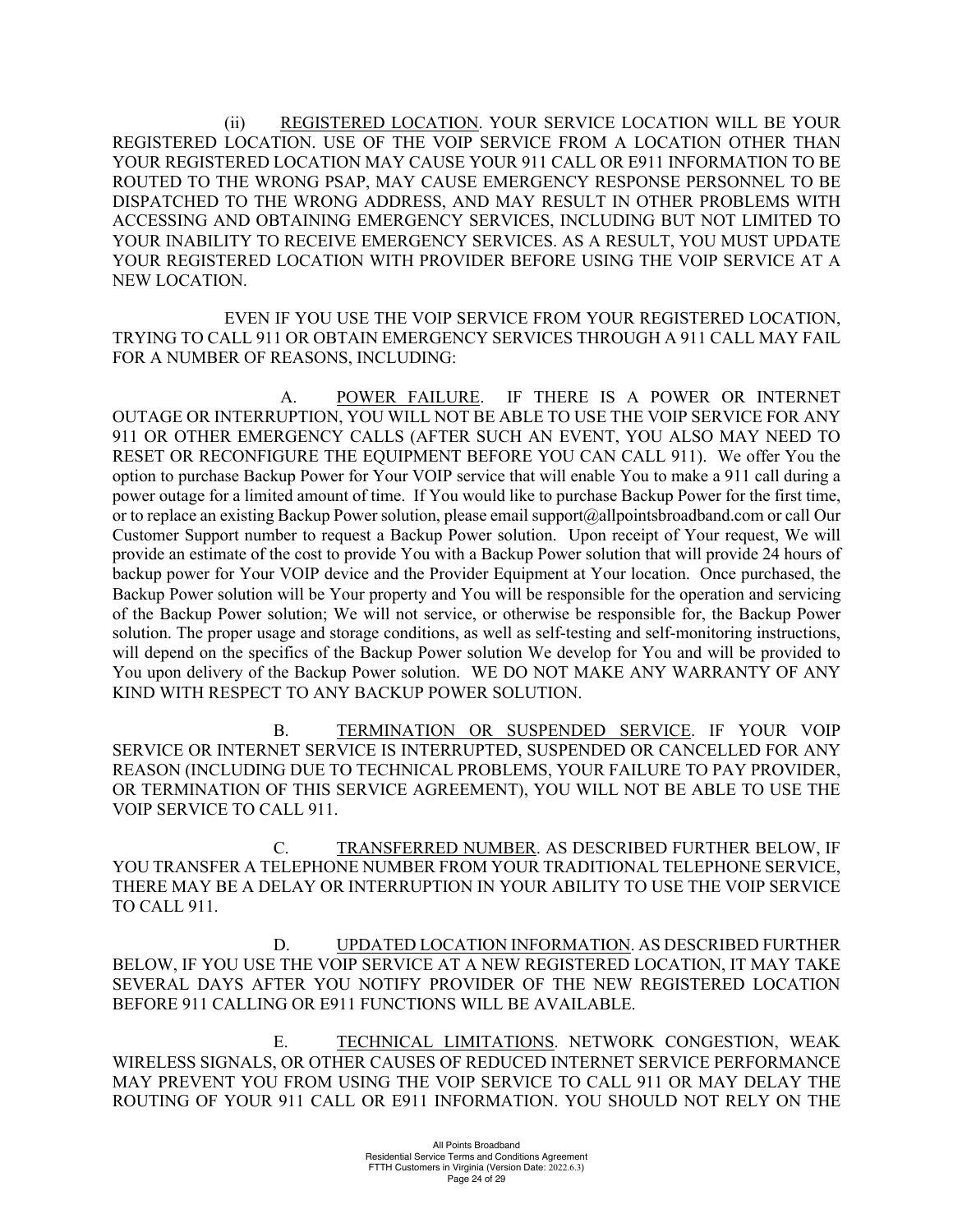(ii) <u>REGISTERED LOCATION</u>. YOUR SERVICE LOCATION WILL BE YOUR REGISTERED LOCATION. USE OF THE VOIP SERVICE FROM A LOCATION OTHER THAN YOUR REGISTERED LOCATION MAY CAUSE YOUR 911 CALL OR E911 INFORMATION TO BE ROUTED TO THE WRONG PSAP, MAY CAUSE EMERGENCY RESPONSE PERSONNEL TO BE DISPATCHED TO THE WRONG ADDRESS, AND MAY RESULT IN OTHER PROBLEMS WITH ACCESSING AND OBTAINING EMERGENCY SERVICES, INCLUDING BUT NOT LIMITED TO YOUR INABILITY TO RECEIVE EMERGENCY SERVICES. AS A RESULT, YOU MUST UPDATE YOUR REGISTERED LOCATION WITH PROVIDER BEFORE USING THE VOIP SERVICE AT A NEW LOCATION.

EVEN IF YOU USE THE VOIP SERVICE FROM YOUR REGISTERED LOCATION, TRYING TO CALL 911 OR OBTAIN EMERGENCY SERVICES THROUGH A 911 CALL MAY FAIL FOR A NUMBER OF REASONS, INCLUDING:

A. <u>POWER FAILURE</u>. IF THERE IS A POWER OR INTERNET OUTAGE OR INTERRUPTION, YOU WILL NOT BE ABLE TO USE THE VOIP SERVICE FOR ANY 911 OR OTHER EMERGENCY CALLS (AFTER SUCH AN EVENT, YOU ALSO MAY NEED TO RESET OR RECONFIGURE THE EQUIPMENT BEFORE YOU CAN CALL 911). We offer You the option to purchase Backup Power for Your VOIP service that will enable You to make a 911 call during a power outage for a limited amount of time. If You would like to purchase Backup Power for the first time, or to replace an existing Backup Power solution, please email support@allpointsbroadband.com or call Our Customer Support number to request a Backup Power solution. Upon receipt of Your request, We will provide an estimate of the cost to provide You with a Backup Power solution that will provide 24 hours of backup power for Your VOIP device and the Provider Equipment at Your location. Once purchased, the Backup Power solution will be Your property and You will be responsible for the operation and servicing of the Backup Power solution; We will not service, or otherwise be responsible for, the Backup Power solution. The proper usage and storage conditions, as well as self-testing and self-monitoring instructions, will depend on the specifics of the Backup Power solution We develop for You and will be provided to You upon delivery of the Backup Power solution. WE DO NOT MAKE ANY WARRANTY OF ANY KIND WITH RESPECT TO ANY BACKUP POWER SOLUTION.

B. <u>TERMINATION OR SUSPENDED SERVICE</u>. IF YOUR VOIP SERVICE OR INTERNET SERVICE IS INTERRUPTED, SUSPENDED OR CANCELLED FOR ANY REASON (INCLUDING DUE TO TECHNICAL PROBLEMS, YOUR FAILURE TO PAY PROVIDER, OR TERMINATION OF THIS SERVICE AGREEMENT), YOU WILL NOT BE ABLE TO USE THE VOIP SERVICE TO CALL 911.

C. <u>TRANSFERRED NUMBER</u>. AS DESCRIBED FURTHER BELOW, IF YOU TRANSFER A TELEPHONE NUMBER FROM YOUR TRADITIONAL TELEPHONE SERVICE, THERE MAY BE A DELAY OR INTERRUPTION IN YOUR ABILITY TO USE THE VOIP SERVICE TO CALL 911.

D. <u>UPDATED LOCATION INFORMATION</u>. AS DESCRIBED FURTHER BELOW, IF YOU USE THE VOIP SERVICE AT A NEW REGISTERED LOCATION, IT MAY TAKE SEVERAL DAYS AFTER YOU NOTIFY PROVIDER OF THE NEW REGISTERED LOCATION BEFORE 911 CALLING OR E911 FUNCTIONS WILL BE AVAILABLE.

E. <u>TECHNICAL LIMITATIONS</u>. NETWORK CONGESTION, WEAK WIRELESS SIGNALS, OR OTHER CAUSES OF REDUCED INTERNET SERVICE PERFORMANCE MAY PREVENT YOU FROM USING THE VOIP SERVICE TO CALL 911 OR MAY DELAY THE ROUTING OF YOUR 911 CALL OR E911 INFORMATION. YOU SHOULD NOT RELY ON THE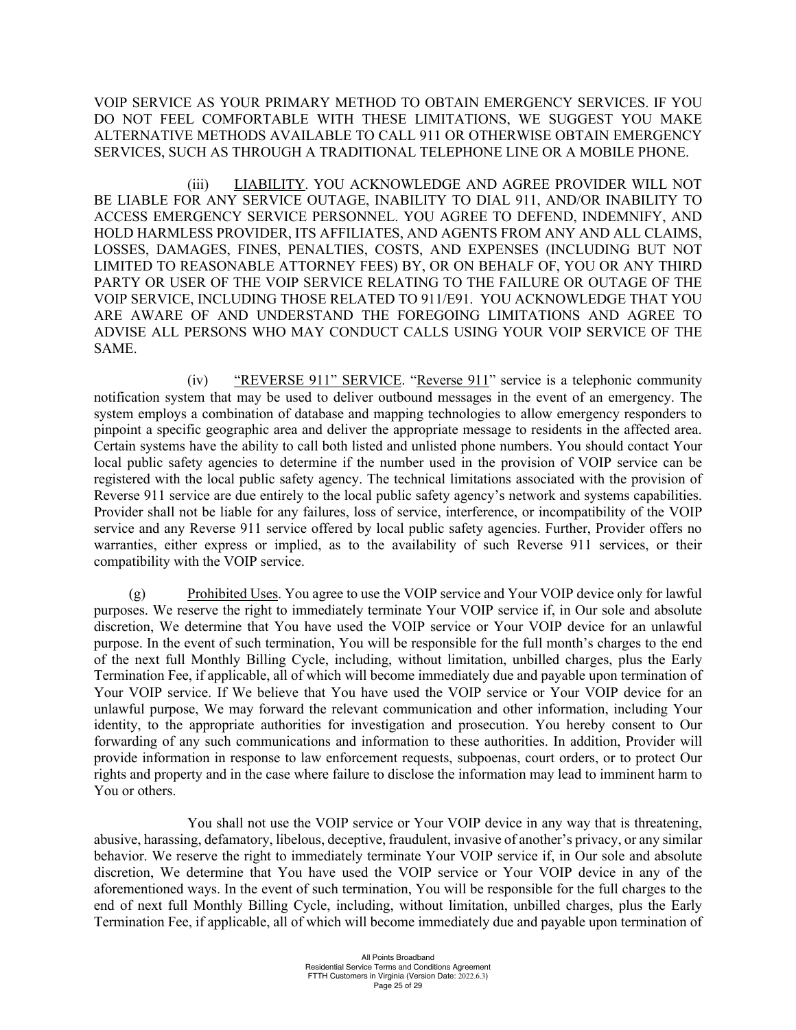VOIP SERVICE AS YOUR PRIMARY METHOD TO OBTAIN EMERGENCY SERVICES. IF YOU DO NOT FEEL COMFORTABLE WITH THESE LIMITATIONS, WE SUGGEST YOU MAKE ALTERNATIVE METHODS AVAILABLE TO CALL 911 OR OTHERWISE OBTAIN EMERGENCY SERVICES, SUCH AS THROUGH A TRADITIONAL TELEPHONE LINE OR A MOBILE PHONE.

(iii) LIABILITY. YOU ACKNOWLEDGE AND AGREE PROVIDER WILL NOT BE LIABLE FOR ANY SERVICE OUTAGE, INABILITY TO DIAL 911, AND/OR INABILITY TO ACCESS EMERGENCY SERVICE PERSONNEL. YOU AGREE TO DEFEND, INDEMNIFY, AND HOLD HARMLESS PROVIDER, ITS AFFILIATES, AND AGENTS FROM ANY AND ALL CLAIMS, LOSSES, DAMAGES, FINES, PENALTIES, COSTS, AND EXPENSES (INCLUDING BUT NOT LIMITED TO REASONABLE ATTORNEY FEES) BY, OR ON BEHALF OF, YOU OR ANY THIRD PARTY OR USER OF THE VOIP SERVICE RELATING TO THE FAILURE OR OUTAGE OF THE VOIP SERVICE, INCLUDING THOSE RELATED TO 911/E91. YOU ACKNOWLEDGE THAT YOU ARE AWARE OF AND UNDERSTAND THE FOREGOING LIMITATIONS AND AGREE TO ADVISE ALL PERSONS WHO MAY CONDUCT CALLS USING YOUR VOIP SERVICE OF THE SAME.

(iv) "REVERSE 911" SERVICE. "Reverse 911" service is a telephonic community notification system that may be used to deliver outbound messages in the event of an emergency. The system employs a combination of database and mapping technologies to allow emergency responders to pinpoint a specific geographic area and deliver the appropriate message to residents in the affected area. Certain systems have the ability to call both listed and unlisted phone numbers. You should contact Your local public safety agencies to determine if the number used in the provision of VOIP service can be registered with the local public safety agency. The technical limitations associated with the provision of Reverse 911 service are due entirely to the local public safety agency's network and systems capabilities. Provider shall not be liable for any failures, loss of service, interference, or incompatibility of the VOIP service and any Reverse 911 service offered by local public safety agencies. Further, Provider offers no warranties, either express or implied, as to the availability of such Reverse 911 services, or their compatibility with the VOIP service.

(g) Prohibited Uses. You agree to use the VOIP service and Your VOIP device only for lawful purposes. We reserve the right to immediately terminate Your VOIP service if, in Our sole and absolute discretion, We determine that You have used the VOIP service or Your VOIP device for an unlawful purpose. In the event of such termination, You will be responsible for the full month's charges to the end of the next full Monthly Billing Cycle, including, without limitation, unbilled charges, plus the Early Termination Fee, if applicable, all of which will become immediately due and payable upon termination of Your VOIP service. If We believe that You have used the VOIP service or Your VOIP device for an unlawful purpose, We may forward the relevant communication and other information, including Your identity, to the appropriate authorities for investigation and prosecution. You hereby consent to Our forwarding of any such communications and information to these authorities. In addition, Provider will provide information in response to law enforcement requests, subpoenas, court orders, or to protect Our rights and property and in the case where failure to disclose the information may lead to imminent harm to You or others.

You shall not use the VOIP service or Your VOIP device in any way that is threatening, abusive, harassing, defamatory, libelous, deceptive, fraudulent, invasive of another's privacy, or any similar behavior. We reserve the right to immediately terminate Your VOIP service if, in Our sole and absolute discretion, We determine that You have used the VOIP service or Your VOIP device in any of the aforementioned ways. In the event of such termination, You will be responsible for the full charges to the end of next full Monthly Billing Cycle, including, without limitation, unbilled charges, plus the Early Termination Fee, if applicable, all of which will become immediately due and payable upon termination of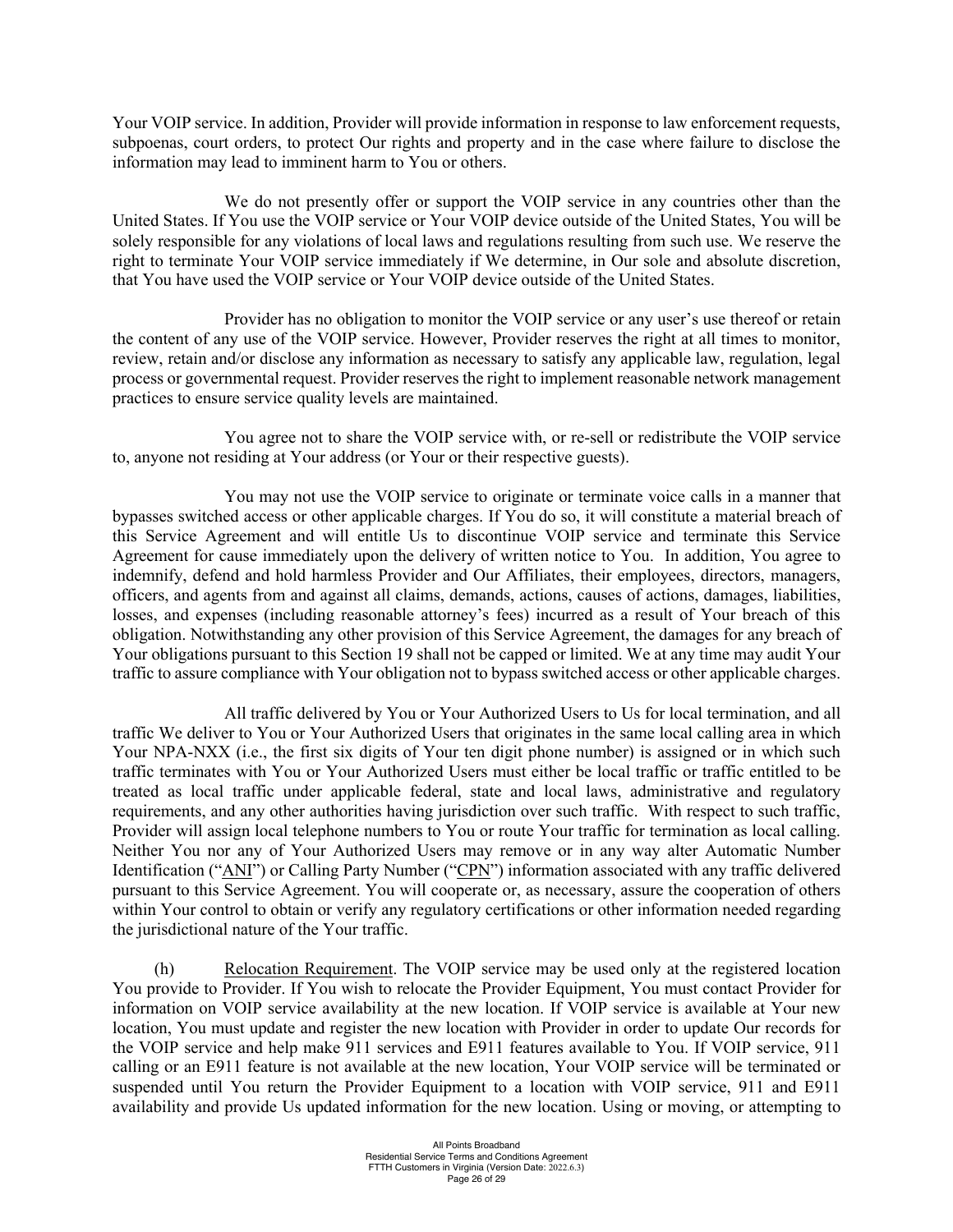Your VOIP service. In addition, Provider will provide information in response to law enforcement requests, subpoenas, court orders, to protect Our rights and property and in the case where failure to disclose the information may lead to imminent harm to You or others.

We do not presently offer or support the VOIP service in any countries other than the United States. If You use the VOIP service or Your VOIP device outside of the United States, You will be solely responsible for any violations of local laws and regulations resulting from such use. We reserve the right to terminate Your VOIP service immediately if We determine, in Our sole and absolute discretion, that You have used the VOIP service or Your VOIP device outside of the United States.

Provider has no obligation to monitor the VOIP service or any user's use thereof or retain the content of any use of the VOIP service. However, Provider reserves the right at all times to monitor, review, retain and/or disclose any information as necessary to satisfy any applicable law, regulation, legal process or governmental request. Provider reserves the right to implement reasonable network management practices to ensure service quality levels are maintained.

You agree not to share the VOIP service with, or re-sell or redistribute the VOIP service to, anyone not residing at Your address (or Your or their respective guests).

You may not use the VOIP service to originate or terminate voice calls in a manner that bypasses switched access or other applicable charges. If You do so, it will constitute a material breach of this Service Agreement and will entitle Us to discontinue VOIP service and terminate this Service Agreement for cause immediately upon the delivery of written notice to You. In addition, You agree to indemnify, defend and hold harmless Provider and Our Affiliates, their employees, directors, managers, officers, and agents from and against all claims, demands, actions, causes of actions, damages, liabilities, losses, and expenses (including reasonable attorney's fees) incurred as a result of Your breach of this obligation. Notwithstanding any other provision of this Service Agreement, the damages for any breach of Your obligations pursuant to this Section 19 shall not be capped or limited. We at any time may audit Your traffic to assure compliance with Your obligation not to bypass switched access or other applicable charges.

All traffic delivered by You or Your Authorized Users to Us for local termination, and all traffic We deliver to You or Your Authorized Users that originates in the same local calling area in which Your NPA-NXX (i.e., the first six digits of Your ten digit phone number) is assigned or in which such traffic terminates with You or Your Authorized Users must either be local traffic or traffic entitled to be treated as local traffic under applicable federal, state and local laws, administrative and regulatory requirements, and any other authorities having jurisdiction over such traffic. With respect to such traffic, Provider will assign local telephone numbers to You or route Your traffic for termination as local calling. Neither You nor any of Your Authorized Users may remove or in any way alter Automatic Number Identification ("ANI") or Calling Party Number ("CPN") information associated with any traffic delivered pursuant to this Service Agreement. You will cooperate or, as necessary, assure the cooperation of others within Your control to obtain or verify any regulatory certifications or other information needed regarding the jurisdictional nature of the Your traffic.

(h) Relocation Requirement. The VOIP service may be used only at the registered location You provide to Provider. If You wish to relocate the Provider Equipment, You must contact Provider for information on VOIP service availability at the new location. If VOIP service is available at Your new location, You must update and register the new location with Provider in order to update Our records for the VOIP service and help make 911 services and E911 features available to You. If VOIP service, 911 calling or an E911 feature is not available at the new location, Your VOIP service will be terminated or suspended until You return the Provider Equipment to a location with VOIP service, 911 and E911 availability and provide Us updated information for the new location. Using or moving, or attempting to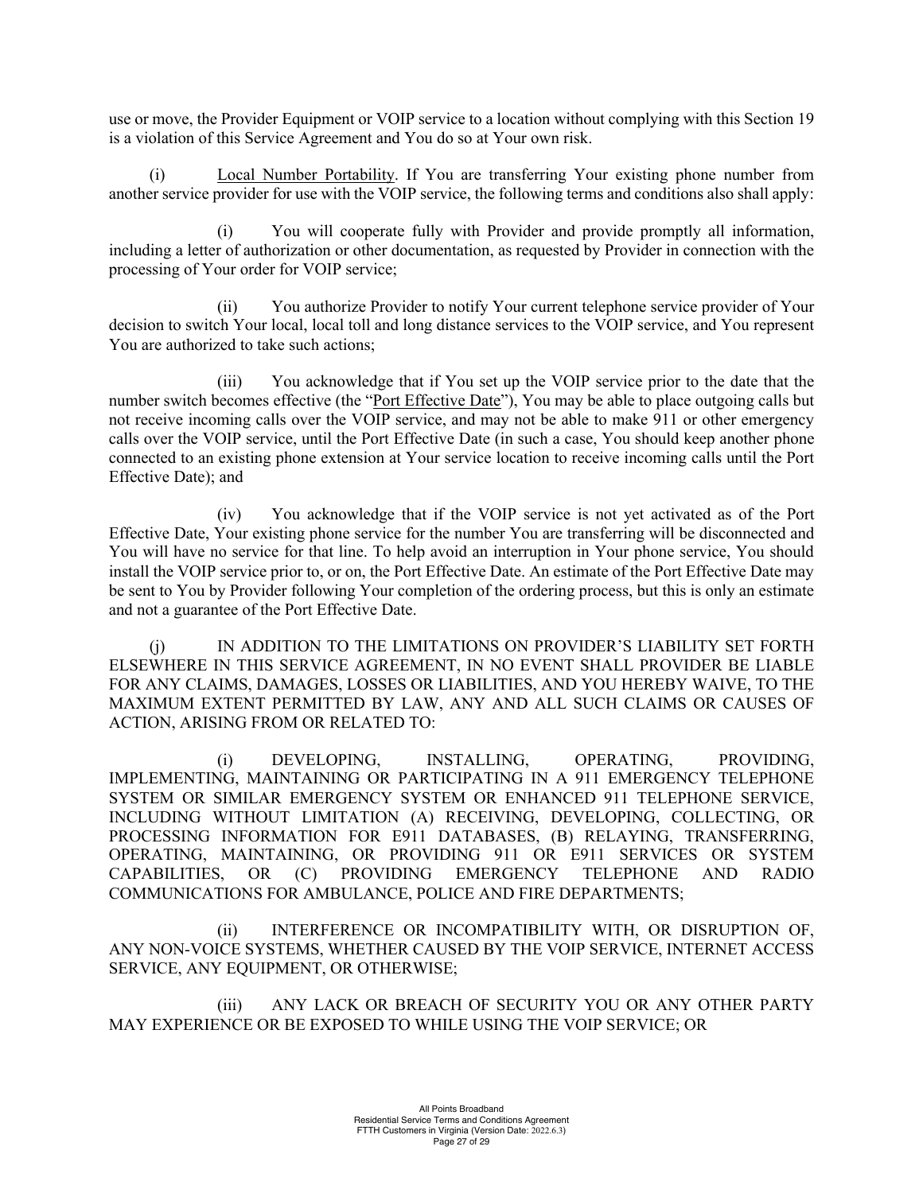use or move, the Provider Equipment or VOIP service to a location without complying with this Section 19 is a violation of this Service Agreement and You do so at Your own risk.

(i) Local Number Portability. If You are transferring Your existing phone number from another service provider for use with the VOIP service, the following terms and conditions also shall apply:

(i) You will cooperate fully with Provider and provide promptly all information, including a letter of authorization or other documentation, as requested by Provider in connection with the processing of Your order for VOIP service;

(ii) You authorize Provider to notify Your current telephone service provider of Your decision to switch Your local, local toll and long distance services to the VOIP service, and You represent You are authorized to take such actions;

(iii) You acknowledge that if You set up the VOIP service prior to the date that the number switch becomes effective (the "Port Effective Date"), You may be able to place outgoing calls but not receive incoming calls over the VOIP service, and may not be able to make 911 or other emergency calls over the VOIP service, until the Port Effective Date (in such a case, You should keep another phone connected to an existing phone extension at Your service location to receive incoming calls until the Port Effective Date); and

(iv) You acknowledge that if the VOIP service is not yet activated as of the Port Effective Date, Your existing phone service for the number You are transferring will be disconnected and You will have no service for that line. To help avoid an interruption in Your phone service, You should install the VOIP service prior to, or on, the Port Effective Date. An estimate of the Port Effective Date may be sent to You by Provider following Your completion of the ordering process, but this is only an estimate and not a guarantee of the Port Effective Date.

(j) IN ADDITION TO THE LIMITATIONS ON PROVIDER'S LIABILITY SET FORTH ELSEWHERE IN THIS SERVICE AGREEMENT, IN NO EVENT SHALL PROVIDER BE LIABLE FOR ANY CLAIMS, DAMAGES, LOSSES OR LIABILITIES, AND YOU HEREBY WAIVE, TO THE MAXIMUM EXTENT PERMITTED BY LAW, ANY AND ALL SUCH CLAIMS OR CAUSES OF ACTION, ARISING FROM OR RELATED TO:

(i) DEVELOPING, INSTALLING, OPERATING, PROVIDING, IMPLEMENTING, MAINTAINING OR PARTICIPATING IN A 911 EMERGENCY TELEPHONE SYSTEM OR SIMILAR EMERGENCY SYSTEM OR ENHANCED 911 TELEPHONE SERVICE, INCLUDING WITHOUT LIMITATION (A) RECEIVING, DEVELOPING, COLLECTING, OR PROCESSING INFORMATION FOR E911 DATABASES, (B) RELAYING, TRANSFERRING, OPERATING, MAINTAINING, OR PROVIDING 911 OR E911 SERVICES OR SYSTEM CAPABILITIES, OR (C) PROVIDING EMERGENCY TELEPHONE AND RADIO COMMUNICATIONS FOR AMBULANCE, POLICE AND FIRE DEPARTMENTS;

(ii) INTERFERENCE OR INCOMPATIBILITY WITH, OR DISRUPTION OF, ANY NON-VOICE SYSTEMS, WHETHER CAUSED BY THE VOIP SERVICE, INTERNET ACCESS SERVICE, ANY EQUIPMENT, OR OTHERWISE;

(iii) ANY LACK OR BREACH OF SECURITY YOU OR ANY OTHER PARTY MAY EXPERIENCE OR BE EXPOSED TO WHILE USING THE VOIP SERVICE; OR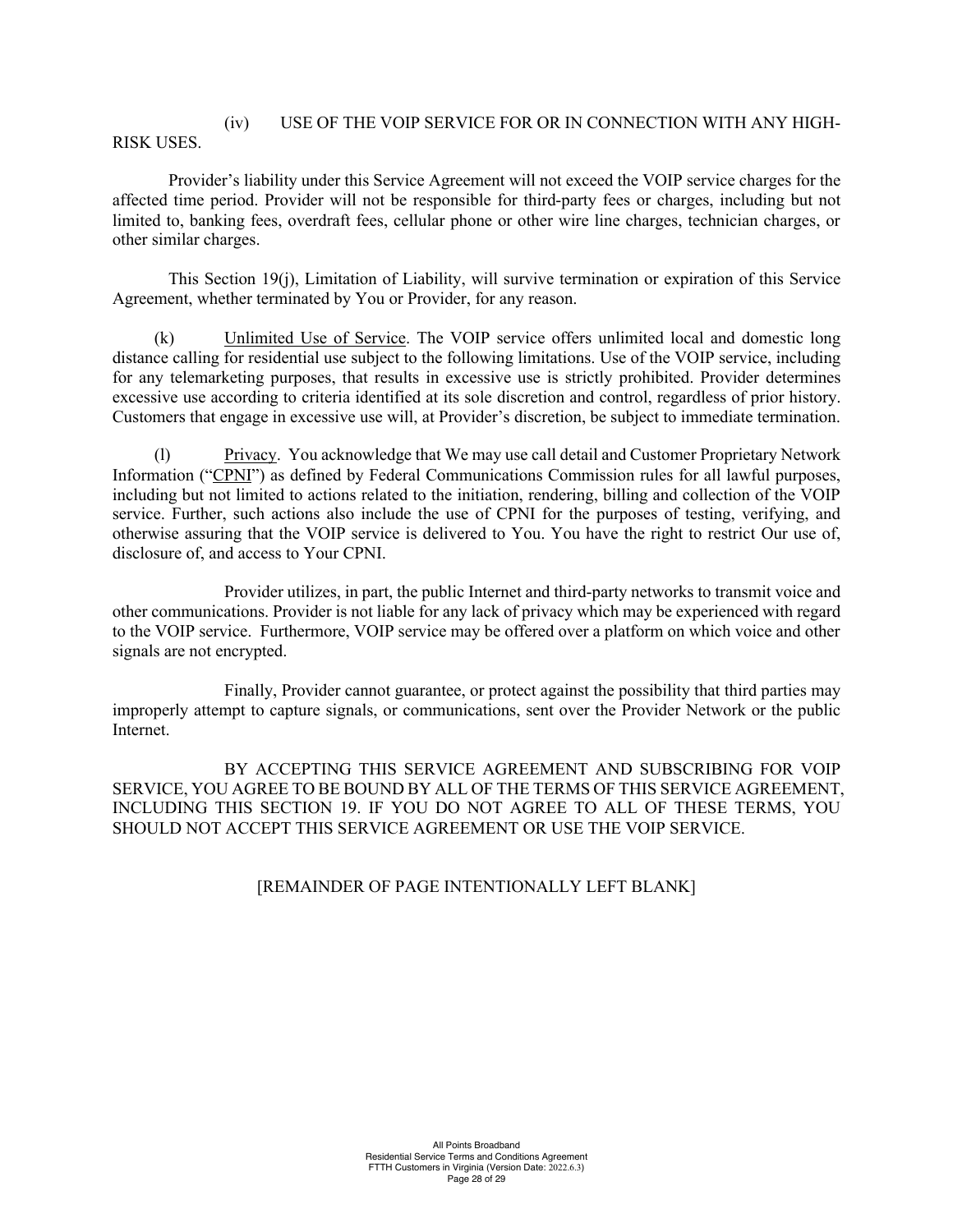(iv) USE OF THE VOIP SERVICE FOR OR IN CONNECTION WITH ANY HIGH-RISK USES.

Provider's liability under this Service Agreement will not exceed the VOIP service charges for the affected time period. Provider will not be responsible for third-party fees or charges, including but not limited to, banking fees, overdraft fees, cellular phone or other wire line charges, technician charges, or other similar charges.

This Section 19(j), Limitation of Liability, will survive termination or expiration of this Service Agreement, whether terminated by You or Provider, for any reason.

(k) Unlimited Use of Service. The VOIP service offers unlimited local and domestic long distance calling for residential use subject to the following limitations. Use of the VOIP service, including for any telemarketing purposes, that results in excessive use is strictly prohibited. Provider determines excessive use according to criteria identified at its sole discretion and control, regardless of prior history. Customers that engage in excessive use will, at Provider's discretion, be subject to immediate termination.

(l) Privacy. You acknowledge that We may use call detail and Customer Proprietary Network Information ("CPNI") as defined by Federal Communications Commission rules for all lawful purposes, including but not limited to actions related to the initiation, rendering, billing and collection of the VOIP service. Further, such actions also include the use of CPNI for the purposes of testing, verifying, and otherwise assuring that the VOIP service is delivered to You. You have the right to restrict Our use of, disclosure of, and access to Your CPNI.

Provider utilizes, in part, the public Internet and third-party networks to transmit voice and other communications. Provider is not liable for any lack of privacy which may be experienced with regard to the VOIP service. Furthermore, VOIP service may be offered over a platform on which voice and other signals are not encrypted.

Finally, Provider cannot guarantee, or protect against the possibility that third parties may improperly attempt to capture signals, or communications, sent over the Provider Network or the public Internet.

BY ACCEPTING THIS SERVICE AGREEMENT AND SUBSCRIBING FOR VOIP SERVICE, YOU AGREE TO BE BOUND BY ALL OF THE TERMS OF THIS SERVICE AGREEMENT, INCLUDING THIS SECTION 19. IF YOU DO NOT AGREE TO ALL OF THESE TERMS, YOU SHOULD NOT ACCEPT THIS SERVICE AGREEMENT OR USE THE VOIP SERVICE.

[REMAINDER OF PAGE INTENTIONALLY LEFT BLANK]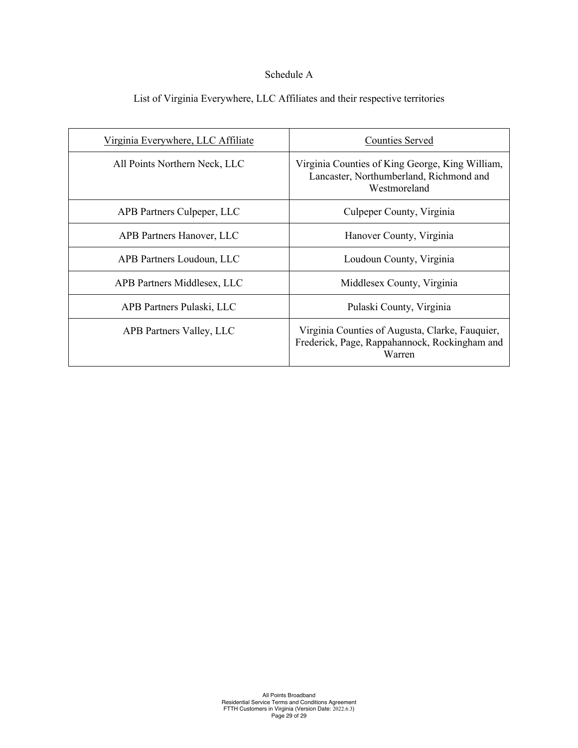Schedule A

List of Virginia Everywhere, LLC Affiliates and their respective territories

| Virginia Everywhere, LLC Affiliate | Counties Served |
| --- | --- |
| All Points Northern Neck, LLC | Virginia Counties of King George, King William, Lancaster, Northumberland, Richmond and Westmoreland |
| APB Partners Culpeper, LLC | Culpeper County, Virginia |
| APB Partners Hanover, LLC | Hanover County, Virginia |
| APB Partners Loudoun, LLC | Loudoun County, Virginia |
| APB Partners Middlesex, LLC | Middlesex County, Virginia |
| APB Partners Pulaski, LLC | Pulaski County, Virginia |
| APB Partners Valley, LLC | Virginia Counties of Augusta, Clarke, Fauquier, Frederick, Page, Rappahannock, Rockingham and Warren |